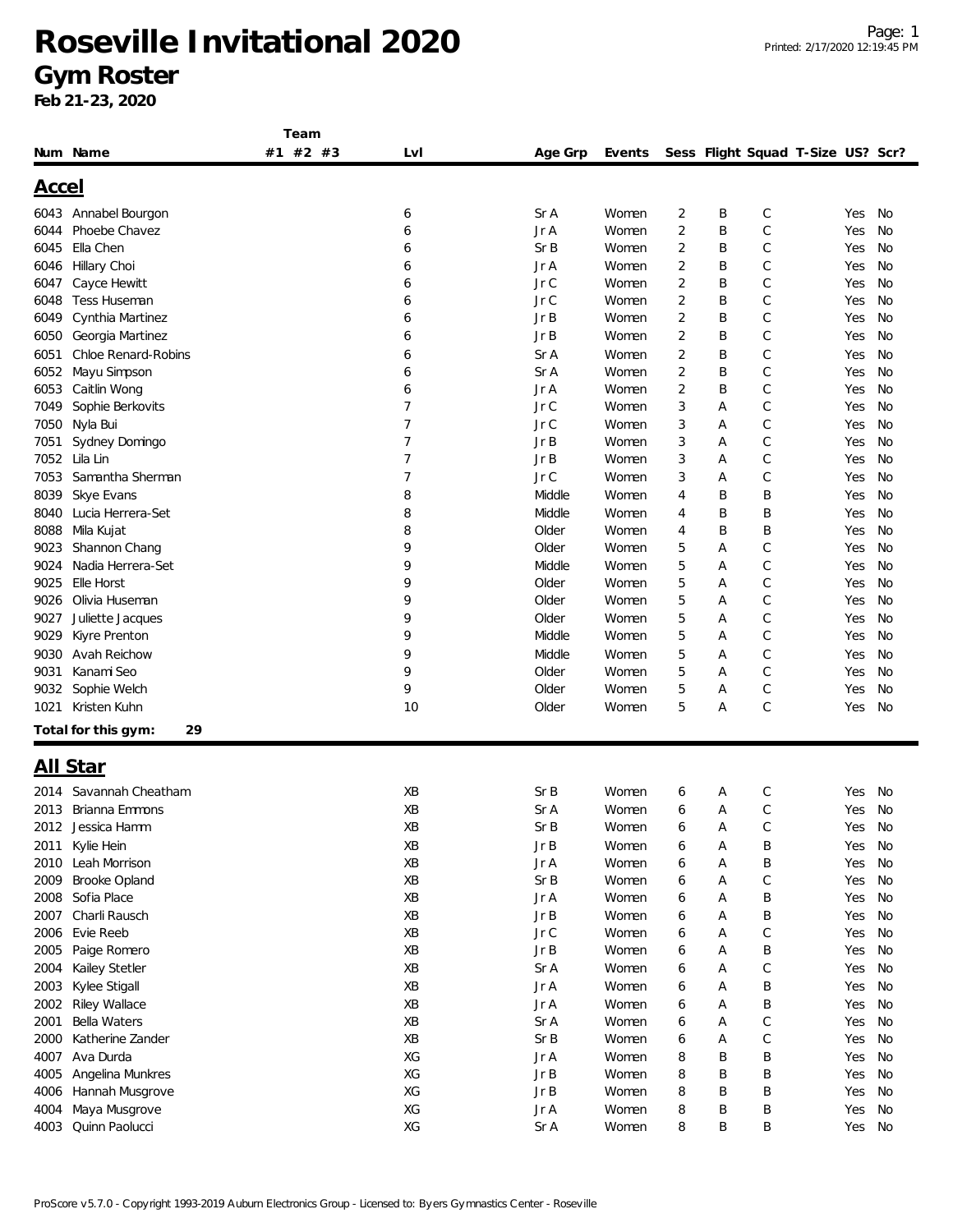# Roseville Invitational 2020

## Gym Roster

**Feb 21-23, 2020**

### Accel

| Num | Name | Team #1 | Team #2 | Team #3 | Lvl | Age Grp | Events | Sess | Flight | Squad | T-Size | US? | Scr? |
|---|---|---|---|---|---|---|---|---|---|---|---|---|---|
| 6043 | Annabel Bourgon | | | | 6 | Sr A | Women | 2 | B | C | | Yes | No |
| 6044 | Phoebe Chavez | | | | 6 | Jr A | Women | 2 | B | C | | Yes | No |
| 6045 | Ella Chen | | | | 6 | Sr B | Women | 2 | B | C | | Yes | No |
| 6046 | Hillary Choi | | | | 6 | Jr A | Women | 2 | B | C | | Yes | No |
| 6047 | Cayce Hewitt | | | | 6 | Jr C | Women | 2 | B | C | | Yes | No |
| 6048 | Tess Huseman | | | | 6 | Jr C | Women | 2 | B | C | | Yes | No |
| 6049 | Cynthia Martinez | | | | 6 | Jr B | Women | 2 | B | C | | Yes | No |
| 6050 | Georgia Martinez | | | | 6 | Jr B | Women | 2 | B | C | | Yes | No |
| 6051 | Chloe Renard-Robins | | | | 6 | Sr A | Women | 2 | B | C | | Yes | No |
| 6052 | Mayu Simpson | | | | 6 | Sr A | Women | 2 | B | C | | Yes | No |
| 6053 | Caitlin Wong | | | | 6 | Jr A | Women | 2 | B | C | | Yes | No |
| 7049 | Sophie Berkovits | | | | 7 | Jr C | Women | 3 | A | C | | Yes | No |
| 7050 | Nyla Bui | | | | 7 | Jr C | Women | 3 | A | C | | Yes | No |
| 7051 | Sydney Domingo | | | | 7 | Jr B | Women | 3 | A | C | | Yes | No |
| 7052 | Lila Lin | | | | 7 | Jr B | Women | 3 | A | C | | Yes | No |
| 7053 | Samantha Sherman | | | | 7 | Jr C | Women | 3 | A | C | | Yes | No |
| 8039 | Skye Evans | | | | 8 | Middle | Women | 4 | B | B | | Yes | No |
| 8040 | Lucia Herrera-Set | | | | 8 | Middle | Women | 4 | B | B | | Yes | No |
| 8088 | Mila Kujat | | | | 8 | Older | Women | 4 | B | B | | Yes | No |
| 9023 | Shannon Chang | | | | 9 | Older | Women | 5 | A | C | | Yes | No |
| 9024 | Nadia Herrera-Set | | | | 9 | Middle | Women | 5 | A | C | | Yes | No |
| 9025 | Elle Horst | | | | 9 | Older | Women | 5 | A | C | | Yes | No |
| 9026 | Olivia Huseman | | | | 9 | Older | Women | 5 | A | C | | Yes | No |
| 9027 | Juliette Jacques | | | | 9 | Older | Women | 5 | A | C | | Yes | No |
| 9029 | Kiyre Prenton | | | | 9 | Middle | Women | 5 | A | C | | Yes | No |
| 9030 | Avah Reichow | | | | 9 | Middle | Women | 5 | A | C | | Yes | No |
| 9031 | Kanami Seo | | | | 9 | Older | Women | 5 | A | C | | Yes | No |
| 9032 | Sophie Welch | | | | 9 | Older | Women | 5 | A | C | | Yes | No |
| 1021 | Kristen Kuhn | | | | 10 | Older | Women | 5 | A | C | | Yes | No |

**Total for this gym: 29**

### All Star

| Num | Name | Team #1 | Team #2 | Team #3 | Lvl | Age Grp | Events | Sess | Flight | Squad | T-Size | US? | Scr? |
|---|---|---|---|---|---|---|---|---|---|---|---|---|---|
| 2014 | Savannah Cheatham | | | | XB | Sr B | Women | 6 | A | C | | Yes | No |
| 2013 | Brianna Emmons | | | | XB | Sr A | Women | 6 | A | C | | Yes | No |
| 2012 | Jessica Hamm | | | | XB | Sr B | Women | 6 | A | C | | Yes | No |
| 2011 | Kylie Hein | | | | XB | Jr B | Women | 6 | A | B | | Yes | No |
| 2010 | Leah Morrison | | | | XB | Jr A | Women | 6 | A | B | | Yes | No |
| 2009 | Brooke Opland | | | | XB | Sr B | Women | 6 | A | C | | Yes | No |
| 2008 | Sofia Place | | | | XB | Jr A | Women | 6 | A | B | | Yes | No |
| 2007 | Charli Rausch | | | | XB | Jr B | Women | 6 | A | B | | Yes | No |
| 2006 | Evie Reeb | | | | XB | Jr C | Women | 6 | A | C | | Yes | No |
| 2005 | Paige Romero | | | | XB | Jr B | Women | 6 | A | B | | Yes | No |
| 2004 | Kailey Stetler | | | | XB | Sr A | Women | 6 | A | C | | Yes | No |
| 2003 | Kylee Stigall | | | | XB | Jr A | Women | 6 | A | B | | Yes | No |
| 2002 | Riley Wallace | | | | XB | Jr A | Women | 6 | A | B | | Yes | No |
| 2001 | Bella Waters | | | | XB | Sr A | Women | 6 | A | C | | Yes | No |
| 2000 | Katherine Zander | | | | XB | Sr B | Women | 6 | A | C | | Yes | No |
| 4007 | Ava Durda | | | | XG | Jr A | Women | 8 | B | B | | Yes | No |
| 4005 | Angelina Munkres | | | | XG | Jr B | Women | 8 | B | B | | Yes | No |
| 4006 | Hannah Musgrove | | | | XG | Jr B | Women | 8 | B | B | | Yes | No |
| 4004 | Maya Musgrove | | | | XG | Jr A | Women | 8 | B | B | | Yes | No |
| 4003 | Quinn Paolucci | | | | XG | Sr A | Women | 8 | B | B | | Yes | No |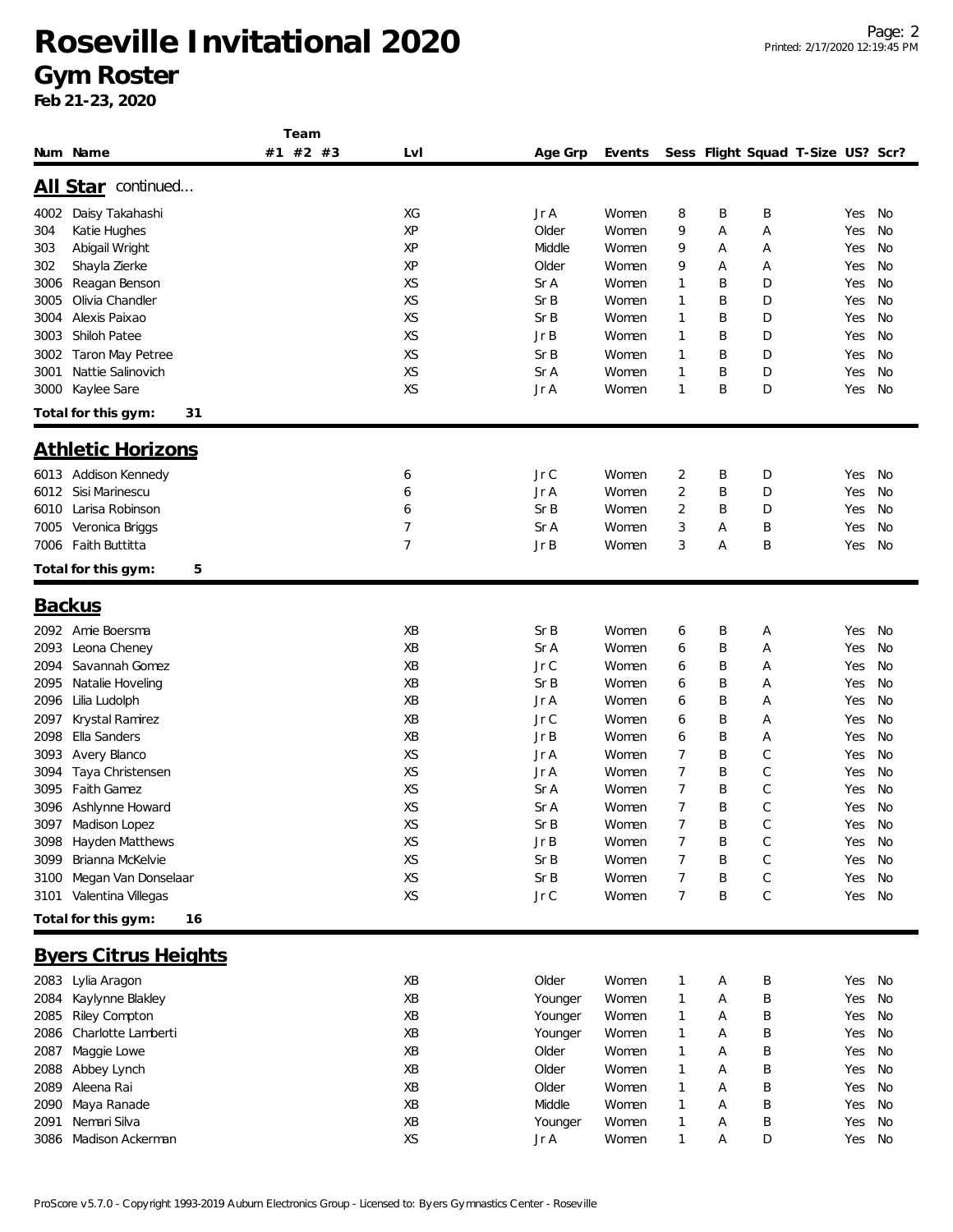# Roseville Invitational 2020
## Gym Roster
**Feb 21-23, 2020**

### All Star continued...

| Num | Name | Team #1 | #2 | #3 | Lvl | Age Grp | Events | Sess | Flight | Squad | T-Size | US? | Scr? |
|---|---|---|---|---|---|---|---|---|---|---|---|---|---|
| 4002 | Daisy Takahashi | | | | XG | Jr A | Women | 8 | B | B | | Yes | No |
| 304 | Katie Hughes | | | | XP | Older | Women | 9 | A | A | | Yes | No |
| 303 | Abigail Wright | | | | XP | Middle | Women | 9 | A | A | | Yes | No |
| 302 | Shayla Zierke | | | | XP | Older | Women | 9 | A | A | | Yes | No |
| 3006 | Reagan Benson | | | | XS | Sr A | Women | 1 | B | D | | Yes | No |
| 3005 | Olivia Chandler | | | | XS | Sr B | Women | 1 | B | D | | Yes | No |
| 3004 | Alexis Paixao | | | | XS | Sr B | Women | 1 | B | D | | Yes | No |
| 3003 | Shiloh Patee | | | | XS | Jr B | Women | 1 | B | D | | Yes | No |
| 3002 | Taron May Petree | | | | XS | Sr B | Women | 1 | B | D | | Yes | No |
| 3001 | Nattie Salinovich | | | | XS | Sr A | Women | 1 | B | D | | Yes | No |
| 3000 | Kaylee Sare | | | | XS | Jr A | Women | 1 | B | D | | Yes | No |

**Total for this gym: 31**

### Athletic Horizons

| Num | Name | Team #1 | #2 | #3 | Lvl | Age Grp | Events | Sess | Flight | Squad | T-Size | US? | Scr? |
|---|---|---|---|---|---|---|---|---|---|---|---|---|---|
| 6013 | Addison Kennedy | | | | 6 | Jr C | Women | 2 | B | D | | Yes | No |
| 6012 | Sisi Marinescu | | | | 6 | Jr A | Women | 2 | B | D | | Yes | No |
| 6010 | Larisa Robinson | | | | 6 | Sr B | Women | 2 | B | D | | Yes | No |
| 7005 | Veronica Briggs | | | | 7 | Sr A | Women | 3 | A | B | | Yes | No |
| 7006 | Faith Buttitta | | | | 7 | Jr B | Women | 3 | A | B | | Yes | No |

**Total for this gym: 5**

### Backus

| Num | Name | Team #1 | #2 | #3 | Lvl | Age Grp | Events | Sess | Flight | Squad | T-Size | US? | Scr? |
|---|---|---|---|---|---|---|---|---|---|---|---|---|---|
| 2092 | Amie Boersma | | | | XB | Sr B | Women | 6 | B | A | | Yes | No |
| 2093 | Leona Cheney | | | | XB | Sr A | Women | 6 | B | A | | Yes | No |
| 2094 | Savannah Gomez | | | | XB | Jr C | Women | 6 | B | A | | Yes | No |
| 2095 | Natalie Hoveling | | | | XB | Sr B | Women | 6 | B | A | | Yes | No |
| 2096 | Lilia Ludolph | | | | XB | Jr A | Women | 6 | B | A | | Yes | No |
| 2097 | Krystal Ramirez | | | | XB | Jr C | Women | 6 | B | A | | Yes | No |
| 2098 | Ella Sanders | | | | XB | Jr B | Women | 6 | B | A | | Yes | No |
| 3093 | Avery Blanco | | | | XS | Jr A | Women | 7 | B | C | | Yes | No |
| 3094 | Taya Christensen | | | | XS | Jr A | Women | 7 | B | C | | Yes | No |
| 3095 | Faith Gamez | | | | XS | Sr A | Women | 7 | B | C | | Yes | No |
| 3096 | Ashlynne Howard | | | | XS | Sr A | Women | 7 | B | C | | Yes | No |
| 3097 | Madison Lopez | | | | XS | Sr B | Women | 7 | B | C | | Yes | No |
| 3098 | Hayden Matthews | | | | XS | Jr B | Women | 7 | B | C | | Yes | No |
| 3099 | Brianna McKelvie | | | | XS | Sr B | Women | 7 | B | C | | Yes | No |
| 3100 | Megan Van Donselaar | | | | XS | Sr B | Women | 7 | B | C | | Yes | No |
| 3101 | Valentina Villegas | | | | XS | Jr C | Women | 7 | B | C | | Yes | No |

**Total for this gym: 16**

### Byers Citrus Heights

| Num | Name | Team #1 | #2 | #3 | Lvl | Age Grp | Events | Sess | Flight | Squad | T-Size | US? | Scr? |
|---|---|---|---|---|---|---|---|---|---|---|---|---|---|
| 2083 | Lylia Aragon | | | | XB | Older | Women | 1 | A | B | | Yes | No |
| 2084 | Kaylynne Blakley | | | | XB | Younger | Women | 1 | A | B | | Yes | No |
| 2085 | Riley Compton | | | | XB | Younger | Women | 1 | A | B | | Yes | No |
| 2086 | Charlotte Lamberti | | | | XB | Younger | Women | 1 | A | B | | Yes | No |
| 2087 | Maggie Lowe | | | | XB | Older | Women | 1 | A | B | | Yes | No |
| 2088 | Abbey Lynch | | | | XB | Older | Women | 1 | A | B | | Yes | No |
| 2089 | Aleena Rai | | | | XB | Older | Women | 1 | A | B | | Yes | No |
| 2090 | Maya Ranade | | | | XB | Middle | Women | 1 | A | B | | Yes | No |
| 2091 | Nemari Silva | | | | XB | Younger | Women | 1 | A | B | | Yes | No |
| 3086 | Madison Ackerman | | | | XS | Jr A | Women | 1 | A | D | | Yes | No |

ProScore v5.7.0 - Copyright 1993-2019 Auburn Electronics Group - Licensed to: Byers Gymnastics Center - Roseville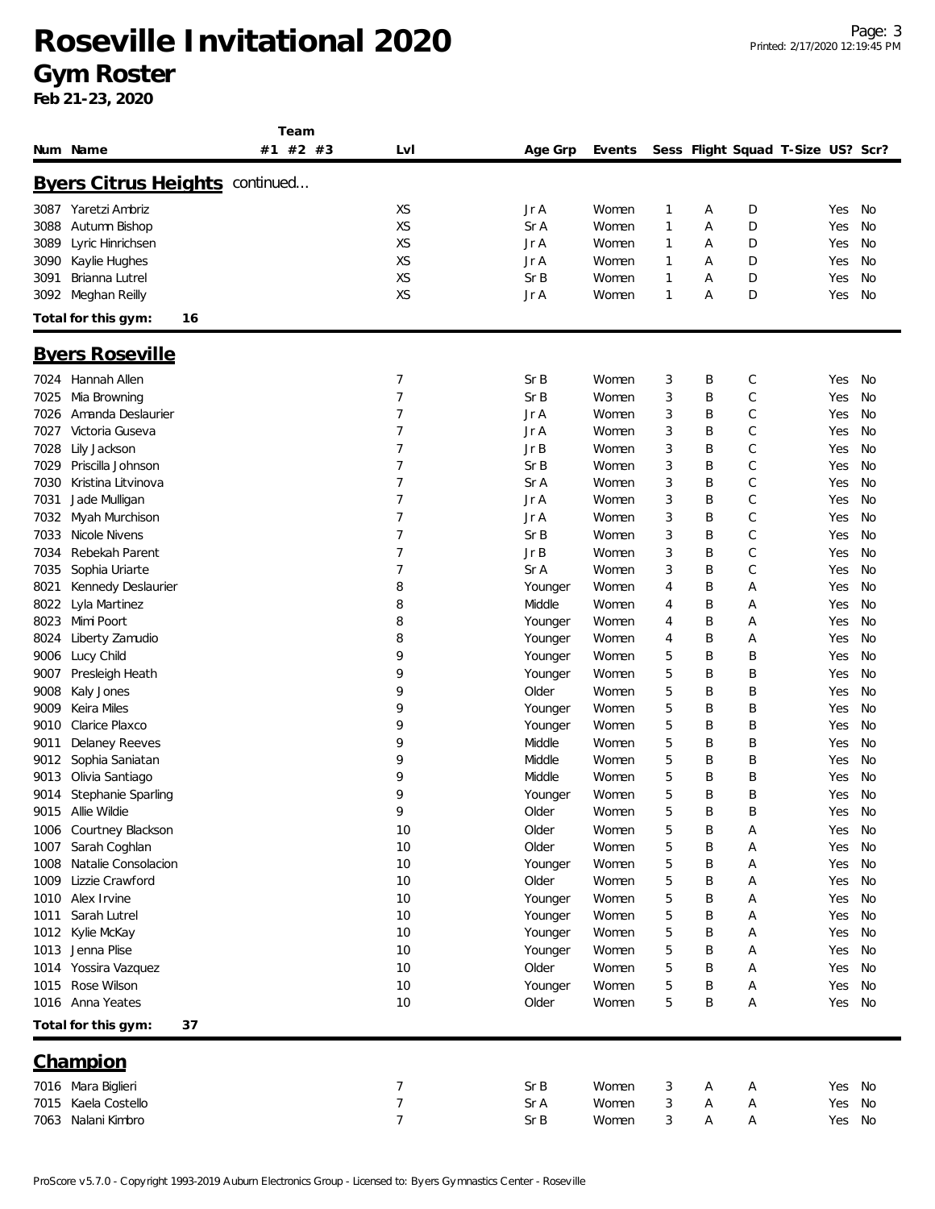# Roseville Invitational 2020

## Gym Roster

**Feb 21-23, 2020**

| Num | Name | Team #1 | Team #2 | Team #3 | Lvl | Age Grp | Events | Sess | Flight | Squad | T-Size | US? | Scr? |
|---|---|---|---|---|---|---|---|---|---|---|---|---|---|

### Byers Citrus Heights continued...

| Num | Name | Team #1 | Team #2 | Team #3 | Lvl | Age Grp | Events | Sess | Flight | Squad | T-Size | US? | Scr? |
|---|---|---|---|---|---|---|---|---|---|---|---|---|---|
| 3087 | Yaretzi Ambriz | | | | XS | Jr A | Women | 1 | A | D | | Yes | No |
| 3088 | Autumn Bishop | | | | XS | Sr A | Women | 1 | A | D | | Yes | No |
| 3089 | Lyric Hinrichsen | | | | XS | Jr A | Women | 1 | A | D | | Yes | No |
| 3090 | Kaylie Hughes | | | | XS | Jr A | Women | 1 | A | D | | Yes | No |
| 3091 | Brianna Lutrel | | | | XS | Sr B | Women | 1 | A | D | | Yes | No |
| 3092 | Meghan Reilly | | | | XS | Jr A | Women | 1 | A | D | | Yes | No |

**Total for this gym: 16**

### Byers Roseville

| Num | Name | Team #1 | Team #2 | Team #3 | Lvl | Age Grp | Events | Sess | Flight | Squad | T-Size | US? | Scr? |
|---|---|---|---|---|---|---|---|---|---|---|---|---|---|
| 7024 | Hannah Allen | | | | 7 | Sr B | Women | 3 | B | C | | Yes | No |
| 7025 | Mia Browning | | | | 7 | Sr B | Women | 3 | B | C | | Yes | No |
| 7026 | Amanda Deslaurier | | | | 7 | Jr A | Women | 3 | B | C | | Yes | No |
| 7027 | Victoria Guseva | | | | 7 | Jr A | Women | 3 | B | C | | Yes | No |
| 7028 | Lily Jackson | | | | 7 | Jr B | Women | 3 | B | C | | Yes | No |
| 7029 | Priscilla Johnson | | | | 7 | Sr B | Women | 3 | B | C | | Yes | No |
| 7030 | Kristina Litvinova | | | | 7 | Sr A | Women | 3 | B | C | | Yes | No |
| 7031 | Jade Mulligan | | | | 7 | Jr A | Women | 3 | B | C | | Yes | No |
| 7032 | Myah Murchison | | | | 7 | Jr A | Women | 3 | B | C | | Yes | No |
| 7033 | Nicole Nivens | | | | 7 | Sr B | Women | 3 | B | C | | Yes | No |
| 7034 | Rebekah Parent | | | | 7 | Jr B | Women | 3 | B | C | | Yes | No |
| 7035 | Sophia Uriarte | | | | 7 | Sr A | Women | 3 | B | C | | Yes | No |
| 8021 | Kennedy Deslaurier | | | | 8 | Younger | Women | 4 | B | A | | Yes | No |
| 8022 | Lyla Martinez | | | | 8 | Middle | Women | 4 | B | A | | Yes | No |
| 8023 | Mimi Poort | | | | 8 | Younger | Women | 4 | B | A | | Yes | No |
| 8024 | Liberty Zamudio | | | | 8 | Younger | Women | 4 | B | A | | Yes | No |
| 9006 | Lucy Child | | | | 9 | Younger | Women | 5 | B | B | | Yes | No |
| 9007 | Presleigh Heath | | | | 9 | Younger | Women | 5 | B | B | | Yes | No |
| 9008 | Kaly Jones | | | | 9 | Older | Women | 5 | B | B | | Yes | No |
| 9009 | Keira Miles | | | | 9 | Younger | Women | 5 | B | B | | Yes | No |
| 9010 | Clarice Plaxco | | | | 9 | Younger | Women | 5 | B | B | | Yes | No |
| 9011 | Delaney Reeves | | | | 9 | Middle | Women | 5 | B | B | | Yes | No |
| 9012 | Sophia Saniatan | | | | 9 | Middle | Women | 5 | B | B | | Yes | No |
| 9013 | Olivia Santiago | | | | 9 | Middle | Women | 5 | B | B | | Yes | No |
| 9014 | Stephanie Sparling | | | | 9 | Younger | Women | 5 | B | B | | Yes | No |
| 9015 | Allie Wildie | | | | 9 | Older | Women | 5 | B | B | | Yes | No |
| 1006 | Courtney Blackson | | | | 10 | Older | Women | 5 | B | A | | Yes | No |
| 1007 | Sarah Coghlan | | | | 10 | Older | Women | 5 | B | A | | Yes | No |
| 1008 | Natalie Consolacion | | | | 10 | Younger | Women | 5 | B | A | | Yes | No |
| 1009 | Lizzie Crawford | | | | 10 | Older | Women | 5 | B | A | | Yes | No |
| 1010 | Alex Irvine | | | | 10 | Younger | Women | 5 | B | A | | Yes | No |
| 1011 | Sarah Lutrel | | | | 10 | Younger | Women | 5 | B | A | | Yes | No |
| 1012 | Kylie McKay | | | | 10 | Younger | Women | 5 | B | A | | Yes | No |
| 1013 | Jenna Plise | | | | 10 | Younger | Women | 5 | B | A | | Yes | No |
| 1014 | Yossira Vazquez | | | | 10 | Older | Women | 5 | B | A | | Yes | No |
| 1015 | Rose Wilson | | | | 10 | Younger | Women | 5 | B | A | | Yes | No |
| 1016 | Anna Yeates | | | | 10 | Older | Women | 5 | B | A | | Yes | No |

**Total for this gym: 37**

### Champion

| Num | Name | Team #1 | Team #2 | Team #3 | Lvl | Age Grp | Events | Sess | Flight | Squad | T-Size | US? | Scr? |
|---|---|---|---|---|---|---|---|---|---|---|---|---|---|
| 7016 | Mara Biglieri | | | | 7 | Sr B | Women | 3 | A | A | | Yes | No |
| 7015 | Kaela Costello | | | | 7 | Sr A | Women | 3 | A | A | | Yes | No |
| 7063 | Nalani Kimbro | | | | 7 | Sr B | Women | 3 | A | A | | Yes | No |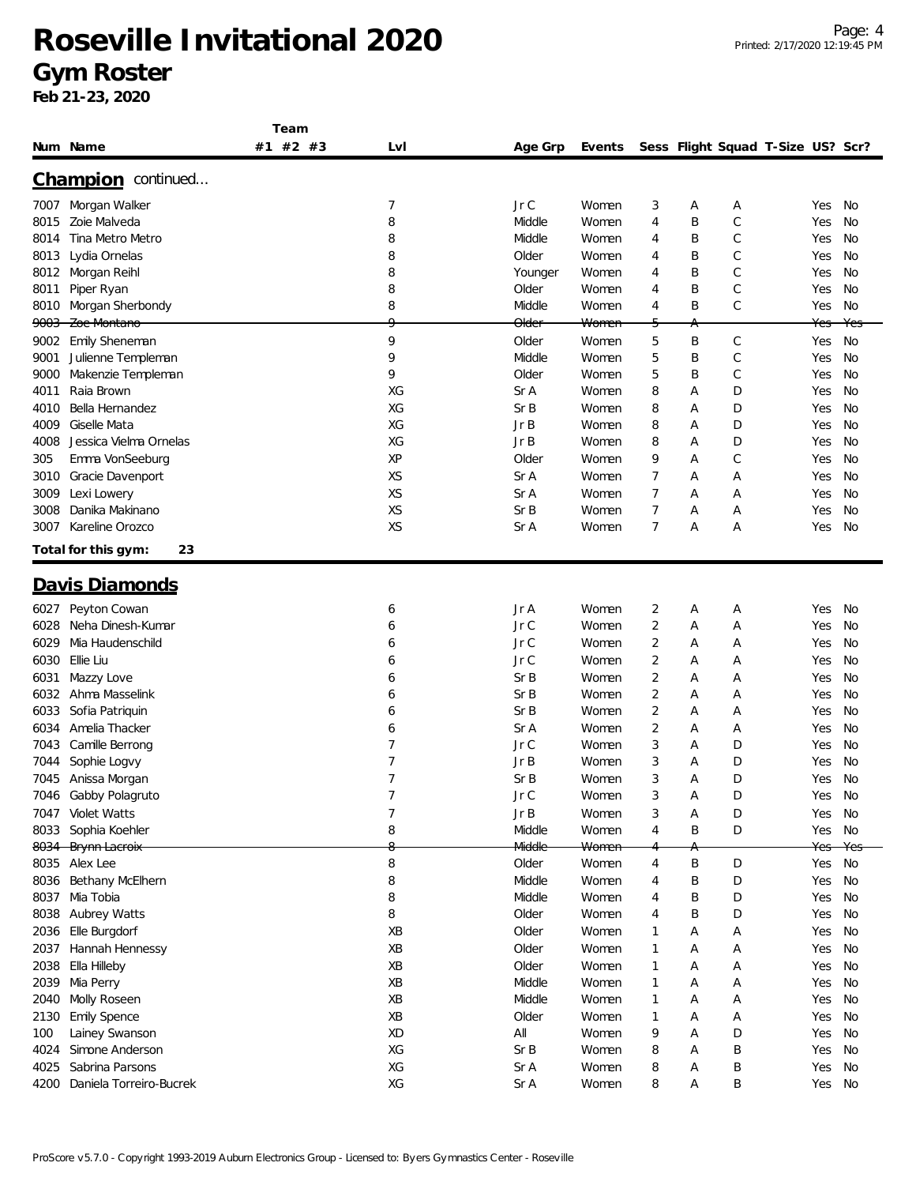# Roseville Invitational 2020

## Gym Roster

**Feb 21-23, 2020**

| Num | Name | Team #1 | Team #2 | Team #3 | Lvl | Age Grp | Events | Sess | Flight | Squad | T-Size | US? | Scr? |
|---|---|---|---|---|---|---|---|---|---|---|---|---|---|
| **Champion** continued... | | | | | | | | | | | | | |
| 7007 | Morgan Walker | | | | 7 | Jr C | Women | 3 | A | A | | Yes | No |
| 8015 | Zoie Malveda | | | | 8 | Middle | Women | 4 | B | C | | Yes | No |
| 8014 | Tina Metro Metro | | | | 8 | Middle | Women | 4 | B | C | | Yes | No |
| 8013 | Lydia Ornelas | | | | 8 | Older | Women | 4 | B | C | | Yes | No |
| 8012 | Morgan Reihl | | | | 8 | Younger | Women | 4 | B | C | | Yes | No |
| 8011 | Piper Ryan | | | | 8 | Older | Women | 4 | B | C | | Yes | No |
| 8010 | Morgan Sherbondy | | | | 8 | Middle | Women | 4 | B | C | | Yes | No |
| ~~9003~~ | ~~Zoe Montano~~ | | | | ~~9~~ | ~~Older~~ | ~~Women~~ | ~~5~~ | ~~A~~ | | | ~~Yes~~ | ~~Yes~~ |
| 9002 | Emily Sheneman | | | | 9 | Older | Women | 5 | B | C | | Yes | No |
| 9001 | Julienne Templeman | | | | 9 | Middle | Women | 5 | B | C | | Yes | No |
| 9000 | Makenzie Templeman | | | | 9 | Older | Women | 5 | B | C | | Yes | No |
| 4011 | Raia Brown | | | | XG | Sr A | Women | 8 | A | D | | Yes | No |
| 4010 | Bella Hernandez | | | | XG | Sr B | Women | 8 | A | D | | Yes | No |
| 4009 | Giselle Mata | | | | XG | Jr B | Women | 8 | A | D | | Yes | No |
| 4008 | Jessica Vielma Ornelas | | | | XG | Jr B | Women | 8 | A | D | | Yes | No |
| 305 | Emma VonSeeburg | | | | XP | Older | Women | 9 | A | C | | Yes | No |
| 3010 | Gracie Davenport | | | | XS | Sr A | Women | 7 | A | A | | Yes | No |
| 3009 | Lexi Lowery | | | | XS | Sr A | Women | 7 | A | A | | Yes | No |
| 3008 | Danika Makinano | | | | XS | Sr B | Women | 7 | A | A | | Yes | No |
| 3007 | Kareline Orozco | | | | XS | Sr A | Women | 7 | A | A | | Yes | No |

**Total for this gym: 23**

## Davis Diamonds

| Num | Name | Team #1 | Team #2 | Team #3 | Lvl | Age Grp | Events | Sess | Flight | Squad | T-Size | US? | Scr? |
|---|---|---|---|---|---|---|---|---|---|---|---|---|---|
| 6027 | Peyton Cowan | | | | 6 | Jr A | Women | 2 | A | A | | Yes | No |
| 6028 | Neha Dinesh-Kumar | | | | 6 | Jr C | Women | 2 | A | A | | Yes | No |
| 6029 | Mia Haudenschild | | | | 6 | Jr C | Women | 2 | A | A | | Yes | No |
| 6030 | Ellie Liu | | | | 6 | Jr C | Women | 2 | A | A | | Yes | No |
| 6031 | Mazzy Love | | | | 6 | Sr B | Women | 2 | A | A | | Yes | No |
| 6032 | Ahma Masselink | | | | 6 | Sr B | Women | 2 | A | A | | Yes | No |
| 6033 | Sofia Patriquin | | | | 6 | Sr B | Women | 2 | A | A | | Yes | No |
| 6034 | Amelia Thacker | | | | 6 | Sr A | Women | 2 | A | A | | Yes | No |
| 7043 | Camille Berrong | | | | 7 | Jr C | Women | 3 | A | D | | Yes | No |
| 7044 | Sophie Logvy | | | | 7 | Jr B | Women | 3 | A | D | | Yes | No |
| 7045 | Anissa Morgan | | | | 7 | Sr B | Women | 3 | A | D | | Yes | No |
| 7046 | Gabby Polagruto | | | | 7 | Jr C | Women | 3 | A | D | | Yes | No |
| 7047 | Violet Watts | | | | 7 | Jr B | Women | 3 | A | D | | Yes | No |
| 8033 | Sophia Koehler | | | | 8 | Middle | Women | 4 | B | D | | Yes | No |
| ~~8034~~ | ~~Brynn Lacroix~~ | | | | ~~8~~ | ~~Middle~~ | ~~Women~~ | ~~4~~ | ~~A~~ | | | ~~Yes~~ | ~~Yes~~ |
| 8035 | Alex Lee | | | | 8 | Older | Women | 4 | B | D | | Yes | No |
| 8036 | Bethany McElhern | | | | 8 | Middle | Women | 4 | B | D | | Yes | No |
| 8037 | Mia Tobia | | | | 8 | Middle | Women | 4 | B | D | | Yes | No |
| 8038 | Aubrey Watts | | | | 8 | Older | Women | 4 | B | D | | Yes | No |
| 2036 | Elle Burgdorf | | | | XB | Older | Women | 1 | A | A | | Yes | No |
| 2037 | Hannah Hennessy | | | | XB | Older | Women | 1 | A | A | | Yes | No |
| 2038 | Ella Hilleby | | | | XB | Older | Women | 1 | A | A | | Yes | No |
| 2039 | Mia Perry | | | | XB | Middle | Women | 1 | A | A | | Yes | No |
| 2040 | Molly Roseen | | | | XB | Middle | Women | 1 | A | A | | Yes | No |
| 2130 | Emily Spence | | | | XB | Older | Women | 1 | A | A | | Yes | No |
| 100 | Lainey Swanson | | | | XD | All | Women | 9 | A | D | | Yes | No |
| 4024 | Simone Anderson | | | | XG | Sr B | Women | 8 | A | B | | Yes | No |
| 4025 | Sabrina Parsons | | | | XG | Sr A | Women | 8 | A | B | | Yes | No |
| 4200 | Daniela Torreiro-Bucrek | | | | XG | Sr A | Women | 8 | A | B | | Yes | No |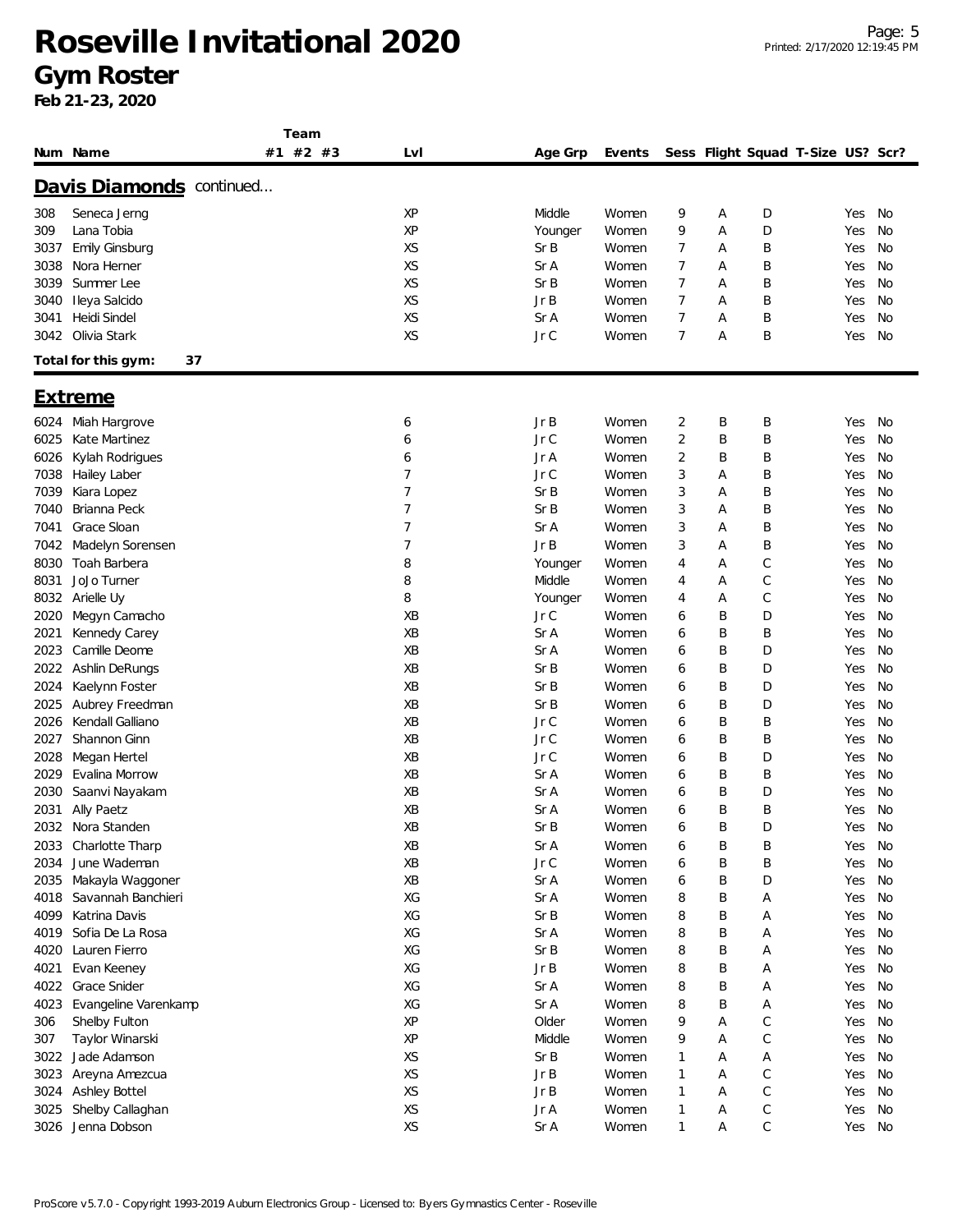# Roseville Invitational 2020

## Gym Roster

**Feb 21-23, 2020**

### Davis Diamonds continued...

| Num | Name | Team #1 | Team #2 | Team #3 | Lvl | Age Grp | Events | Sess | Flight | Squad | T-Size | US? | Scr? |
|---|---|---|---|---|---|---|---|---|---|---|---|---|---|
| 308 | Seneca Jerng | | | | XP | Middle | Women | 9 | A | D | | Yes | No |
| 309 | Lana Tobia | | | | XP | Younger | Women | 9 | A | D | | Yes | No |
| 3037 | Emily Ginsburg | | | | XS | Sr B | Women | 7 | A | B | | Yes | No |
| 3038 | Nora Herner | | | | XS | Sr A | Women | 7 | A | B | | Yes | No |
| 3039 | Summer Lee | | | | XS | Sr B | Women | 7 | A | B | | Yes | No |
| 3040 | Ileya Salcido | | | | XS | Jr B | Women | 7 | A | B | | Yes | No |
| 3041 | Heidi Sindel | | | | XS | Sr A | Women | 7 | A | B | | Yes | No |
| 3042 | Olivia Stark | | | | XS | Jr C | Women | 7 | A | B | | Yes | No |

**Total for this gym: 37**

### Extreme

| Num | Name | Team #1 | Team #2 | Team #3 | Lvl | Age Grp | Events | Sess | Flight | Squad | T-Size | US? | Scr? |
|---|---|---|---|---|---|---|---|---|---|---|---|---|---|
| 6024 | Miah Hargrove | | | | 6 | Jr B | Women | 2 | B | B | | Yes | No |
| 6025 | Kate Martinez | | | | 6 | Jr C | Women | 2 | B | B | | Yes | No |
| 6026 | Kylah Rodrigues | | | | 6 | Jr A | Women | 2 | B | B | | Yes | No |
| 7038 | Hailey Laber | | | | 7 | Jr C | Women | 3 | A | B | | Yes | No |
| 7039 | Kiara Lopez | | | | 7 | Sr B | Women | 3 | A | B | | Yes | No |
| 7040 | Brianna Peck | | | | 7 | Sr B | Women | 3 | A | B | | Yes | No |
| 7041 | Grace Sloan | | | | 7 | Sr A | Women | 3 | A | B | | Yes | No |
| 7042 | Madelyn Sorensen | | | | 7 | Jr B | Women | 3 | A | B | | Yes | No |
| 8030 | Toah Barbera | | | | 8 | Younger | Women | 4 | A | C | | Yes | No |
| 8031 | JoJo Turner | | | | 8 | Middle | Women | 4 | A | C | | Yes | No |
| 8032 | Arielle Uy | | | | 8 | Younger | Women | 4 | A | C | | Yes | No |
| 2020 | Megyn Camacho | | | | XB | Jr C | Women | 6 | B | D | | Yes | No |
| 2021 | Kennedy Carey | | | | XB | Sr A | Women | 6 | B | B | | Yes | No |
| 2023 | Camille Deome | | | | XB | Sr A | Women | 6 | B | D | | Yes | No |
| 2022 | Ashlin DeRungs | | | | XB | Sr B | Women | 6 | B | D | | Yes | No |
| 2024 | Kaelynn Foster | | | | XB | Sr B | Women | 6 | B | D | | Yes | No |
| 2025 | Aubrey Freedman | | | | XB | Sr B | Women | 6 | B | D | | Yes | No |
| 2026 | Kendall Galliano | | | | XB | Jr C | Women | 6 | B | B | | Yes | No |
| 2027 | Shannon Ginn | | | | XB | Jr C | Women | 6 | B | B | | Yes | No |
| 2028 | Megan Hertel | | | | XB | Jr C | Women | 6 | B | D | | Yes | No |
| 2029 | Evalina Morrow | | | | XB | Sr A | Women | 6 | B | B | | Yes | No |
| 2030 | Saanvi Nayakam | | | | XB | Sr A | Women | 6 | B | D | | Yes | No |
| 2031 | Ally Paetz | | | | XB | Sr A | Women | 6 | B | B | | Yes | No |
| 2032 | Nora Standen | | | | XB | Sr B | Women | 6 | B | D | | Yes | No |
| 2033 | Charlotte Tharp | | | | XB | Sr A | Women | 6 | B | B | | Yes | No |
| 2034 | June Wademan | | | | XB | Jr C | Women | 6 | B | B | | Yes | No |
| 2035 | Makayla Waggoner | | | | XB | Sr A | Women | 6 | B | D | | Yes | No |
| 4018 | Savannah Banchieri | | | | XG | Sr A | Women | 8 | B | A | | Yes | No |
| 4099 | Katrina Davis | | | | XG | Sr B | Women | 8 | B | A | | Yes | No |
| 4019 | Sofia De La Rosa | | | | XG | Sr A | Women | 8 | B | A | | Yes | No |
| 4020 | Lauren Fierro | | | | XG | Sr B | Women | 8 | B | A | | Yes | No |
| 4021 | Evan Keeney | | | | XG | Jr B | Women | 8 | B | A | | Yes | No |
| 4022 | Grace Snider | | | | XG | Sr A | Women | 8 | B | A | | Yes | No |
| 4023 | Evangeline Varenkamp | | | | XG | Sr A | Women | 8 | B | A | | Yes | No |
| 306 | Shelby Fulton | | | | XP | Older | Women | 9 | A | C | | Yes | No |
| 307 | Taylor Winarski | | | | XP | Middle | Women | 9 | A | C | | Yes | No |
| 3022 | Jade Adamson | | | | XS | Sr B | Women | 1 | A | A | | Yes | No |
| 3023 | Areyna Amezcua | | | | XS | Jr B | Women | 1 | A | C | | Yes | No |
| 3024 | Ashley Bottel | | | | XS | Jr B | Women | 1 | A | C | | Yes | No |
| 3025 | Shelby Callaghan | | | | XS | Jr A | Women | 1 | A | C | | Yes | No |
| 3026 | Jenna Dobson | | | | XS | Sr A | Women | 1 | A | C | | Yes | No |

ProScore v5.7.0 - Copyright 1993-2019 Auburn Electronics Group - Licensed to: Byers Gymnastics Center - Roseville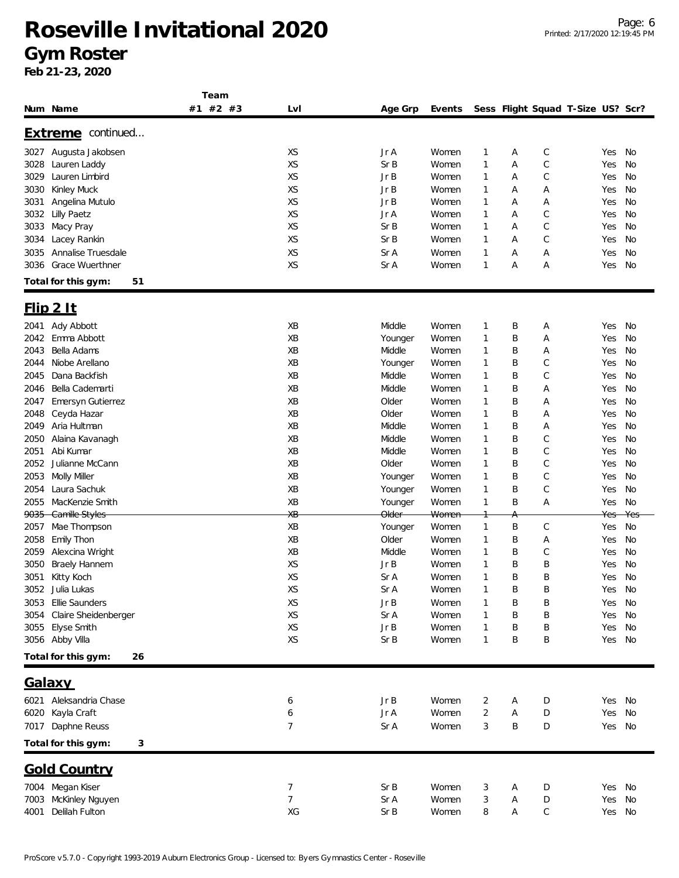# Roseville Invitational 2020
## Gym Roster
**Feb 21-23, 2020**

| Num | Name | Team #1 | #2 | #3 | Lvl | Age Grp | Events | Sess | Flight | Squad | T-Size | US? | Scr? |
|---|---|---|---|---|---|---|---|---|---|---|---|---|---|

## Extreme continued...

| Num | Name | Team #1 | #2 | #3 | Lvl | Age Grp | Events | Sess | Flight | Squad | T-Size | US? | Scr? |
|---|---|---|---|---|---|---|---|---|---|---|---|---|---|
| 3027 | Augusta Jakobsen | | | | XS | Jr A | Women | 1 | A | C | | Yes | No |
| 3028 | Lauren Laddy | | | | XS | Sr B | Women | 1 | A | C | | Yes | No |
| 3029 | Lauren Limbird | | | | XS | Jr B | Women | 1 | A | C | | Yes | No |
| 3030 | Kinley Muck | | | | XS | Jr B | Women | 1 | A | A | | Yes | No |
| 3031 | Angelina Mutulo | | | | XS | Jr B | Women | 1 | A | A | | Yes | No |
| 3032 | Lilly Paetz | | | | XS | Jr A | Women | 1 | A | C | | Yes | No |
| 3033 | Macy Pray | | | | XS | Sr B | Women | 1 | A | C | | Yes | No |
| 3034 | Lacey Rankin | | | | XS | Sr B | Women | 1 | A | C | | Yes | No |
| 3035 | Annalise Truesdale | | | | XS | Sr A | Women | 1 | A | A | | Yes | No |
| 3036 | Grace Wuerthner | | | | XS | Sr A | Women | 1 | A | A | | Yes | No |

**Total for this gym: 51**

## Flip 2 It

| Num | Name | Team #1 | #2 | #3 | Lvl | Age Grp | Events | Sess | Flight | Squad | T-Size | US? | Scr? |
|---|---|---|---|---|---|---|---|---|---|---|---|---|---|
| 2041 | Ady Abbott | | | | XB | Middle | Women | 1 | B | A | | Yes | No |
| 2042 | Emma Abbott | | | | XB | Younger | Women | 1 | B | A | | Yes | No |
| 2043 | Bella Adams | | | | XB | Middle | Women | 1 | B | A | | Yes | No |
| 2044 | Niobe Arellano | | | | XB | Younger | Women | 1 | B | C | | Yes | No |
| 2045 | Dana Backfish | | | | XB | Middle | Women | 1 | B | C | | Yes | No |
| 2046 | Bella Cademarti | | | | XB | Middle | Women | 1 | B | A | | Yes | No |
| 2047 | Emersyn Gutierrez | | | | XB | Older | Women | 1 | B | A | | Yes | No |
| 2048 | Ceyda Hazar | | | | XB | Older | Women | 1 | B | A | | Yes | No |
| 2049 | Aria Hultman | | | | XB | Middle | Women | 1 | B | A | | Yes | No |
| 2050 | Alaina Kavanagh | | | | XB | Middle | Women | 1 | B | C | | Yes | No |
| 2051 | Abi Kumar | | | | XB | Middle | Women | 1 | B | C | | Yes | No |
| 2052 | Julianne McCann | | | | XB | Older | Women | 1 | B | C | | Yes | No |
| 2053 | Molly Miller | | | | XB | Younger | Women | 1 | B | C | | Yes | No |
| 2054 | Laura Sachuk | | | | XB | Younger | Women | 1 | B | C | | Yes | No |
| 2055 | MacKenzie Smith | | | | XB | Younger | Women | 1 | B | A | | Yes | No |
| ~~9035~~ | ~~Camille Styles~~ | | | | ~~XB~~ | ~~Older~~ | ~~Women~~ | ~~1~~ | ~~A~~ | | | ~~Yes~~ | ~~Yes~~ |
| 2057 | Mae Thompson | | | | XB | Younger | Women | 1 | B | C | | Yes | No |
| 2058 | Emily Thon | | | | XB | Older | Women | 1 | B | A | | Yes | No |
| 2059 | Alexcina Wright | | | | XB | Middle | Women | 1 | B | C | | Yes | No |
| 3050 | Braely Hannem | | | | XS | Jr B | Women | 1 | B | B | | Yes | No |
| 3051 | Kitty Koch | | | | XS | Sr A | Women | 1 | B | B | | Yes | No |
| 3052 | Julia Lukas | | | | XS | Sr A | Women | 1 | B | B | | Yes | No |
| 3053 | Ellie Saunders | | | | XS | Jr B | Women | 1 | B | B | | Yes | No |
| 3054 | Claire Sheidenberger | | | | XS | Sr A | Women | 1 | B | B | | Yes | No |
| 3055 | Elyse Smith | | | | XS | Jr B | Women | 1 | B | B | | Yes | No |
| 3056 | Abby Villa | | | | XS | Sr B | Women | 1 | B | B | | Yes | No |

**Total for this gym: 26**

## Galaxy

| Num | Name | Team #1 | #2 | #3 | Lvl | Age Grp | Events | Sess | Flight | Squad | T-Size | US? | Scr? |
|---|---|---|---|---|---|---|---|---|---|---|---|---|---|
| 6021 | Aleksandria Chase | | | | 6 | Jr B | Women | 2 | A | D | | Yes | No |
| 6020 | Kayla Craft | | | | 6 | Jr A | Women | 2 | A | D | | Yes | No |
| 7017 | Daphne Reuss | | | | 7 | Sr A | Women | 3 | B | D | | Yes | No |

**Total for this gym: 3**

## Gold Country

| Num | Name | Team #1 | #2 | #3 | Lvl | Age Grp | Events | Sess | Flight | Squad | T-Size | US? | Scr? |
|---|---|---|---|---|---|---|---|---|---|---|---|---|---|
| 7004 | Megan Kiser | | | | 7 | Sr B | Women | 3 | A | D | | Yes | No |
| 7003 | McKinley Nguyen | | | | 7 | Sr A | Women | 3 | A | D | | Yes | No |
| 4001 | Delilah Fulton | | | | XG | Sr B | Women | 8 | A | C | | Yes | No |

ProScore v5.7.0 - Copyright 1993-2019 Auburn Electronics Group - Licensed to: Byers Gymnastics Center - Roseville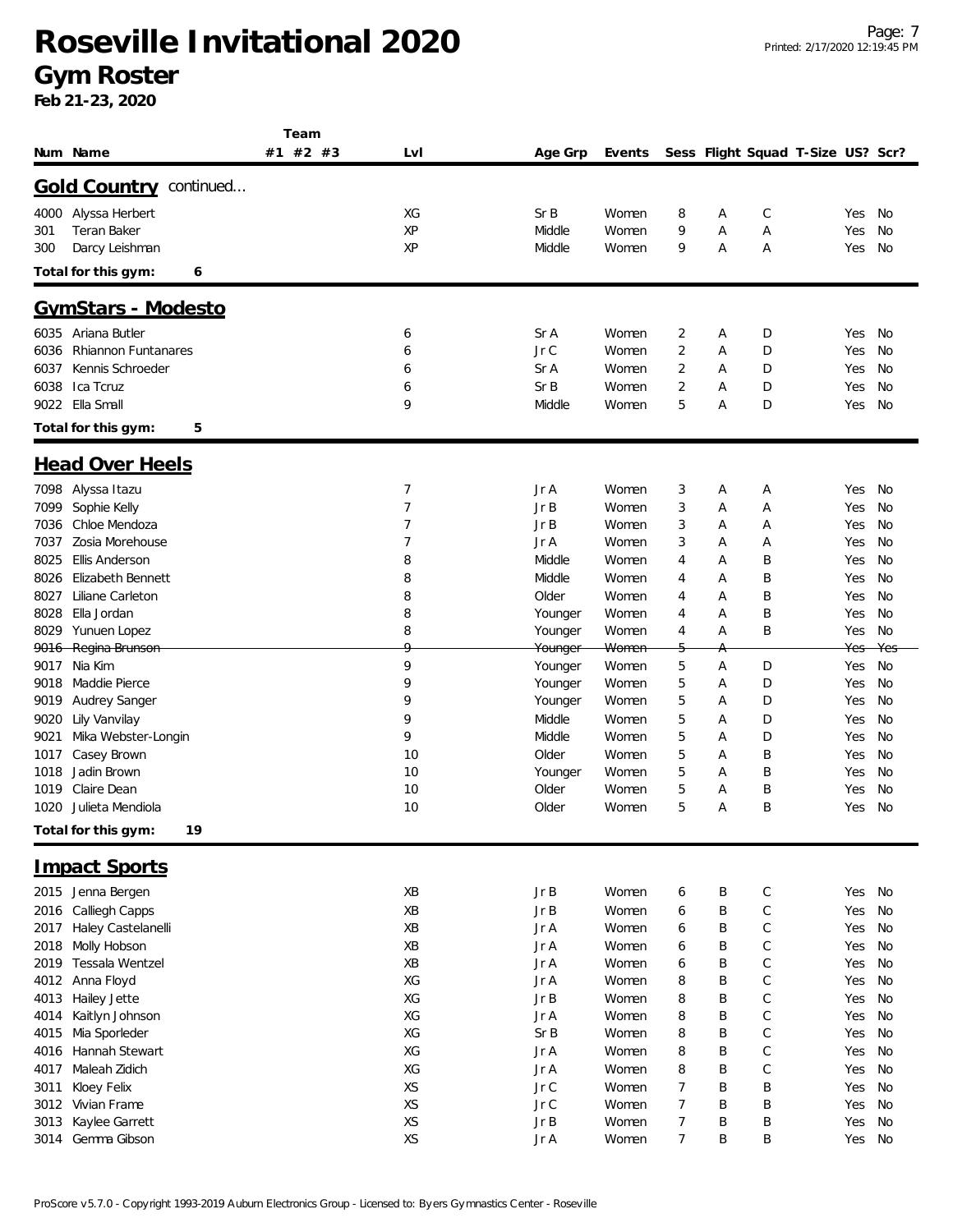# Roseville Invitational 2020

## Gym Roster

**Feb 21-23, 2020**

| Num | Name | Team #1 | #2 | #3 | Lvl | Age Grp | Events | Sess | Flight | Squad | T-Size | US? | Scr? |
|---|---|---|---|---|---|---|---|---|---|---|---|---|---|

### Gold Country continued...

| Num | Name | Team #1 | #2 | #3 | Lvl | Age Grp | Events | Sess | Flight | Squad | T-Size | US? | Scr? |
|---|---|---|---|---|---|---|---|---|---|---|---|---|---|
| 4000 | Alyssa Herbert | | | | XG | Sr B | Women | 8 | A | C | | Yes | No |
| 301 | Teran Baker | | | | XP | Middle | Women | 9 | A | A | | Yes | No |
| 300 | Darcy Leishman | | | | XP | Middle | Women | 9 | A | A | | Yes | No |

**Total for this gym: 6**

### GymStars - Modesto

| Num | Name | Team #1 | #2 | #3 | Lvl | Age Grp | Events | Sess | Flight | Squad | T-Size | US? | Scr? |
|---|---|---|---|---|---|---|---|---|---|---|---|---|---|
| 6035 | Ariana Butler | | | | 6 | Sr A | Women | 2 | A | D | | Yes | No |
| 6036 | Rhiannon Funtanares | | | | 6 | Jr C | Women | 2 | A | D | | Yes | No |
| 6037 | Kennis Schroeder | | | | 6 | Sr A | Women | 2 | A | D | | Yes | No |
| 6038 | Ica Tcruz | | | | 6 | Sr B | Women | 2 | A | D | | Yes | No |
| 9022 | Ella Small | | | | 9 | Middle | Women | 5 | A | D | | Yes | No |

**Total for this gym: 5**

### Head Over Heels

| Num | Name | Team #1 | #2 | #3 | Lvl | Age Grp | Events | Sess | Flight | Squad | T-Size | US? | Scr? |
|---|---|---|---|---|---|---|---|---|---|---|---|---|---|
| 7098 | Alyssa Itazu | | | | 7 | Jr A | Women | 3 | A | A | | Yes | No |
| 7099 | Sophie Kelly | | | | 7 | Jr B | Women | 3 | A | A | | Yes | No |
| 7036 | Chloe Mendoza | | | | 7 | Jr B | Women | 3 | A | A | | Yes | No |
| 7037 | Zosia Morehouse | | | | 7 | Jr A | Women | 3 | A | A | | Yes | No |
| 8025 | Ellis Anderson | | | | 8 | Middle | Women | 4 | A | B | | Yes | No |
| 8026 | Elizabeth Bennett | | | | 8 | Middle | Women | 4 | A | B | | Yes | No |
| 8027 | Liliane Carleton | | | | 8 | Older | Women | 4 | A | B | | Yes | No |
| 8028 | Ella Jordan | | | | 8 | Younger | Women | 4 | A | B | | Yes | No |
| 8029 | Yunuen Lopez | | | | 8 | Younger | Women | 4 | A | B | | Yes | No |
| ~~9016~~ | ~~Regina Brunson~~ | | | | ~~9~~ | ~~Younger~~ | ~~Women~~ | ~~5~~ | ~~A~~ | | | ~~Yes~~ | ~~Yes~~ |
| 9017 | Nia Kim | | | | 9 | Younger | Women | 5 | A | D | | Yes | No |
| 9018 | Maddie Pierce | | | | 9 | Younger | Women | 5 | A | D | | Yes | No |
| 9019 | Audrey Sanger | | | | 9 | Younger | Women | 5 | A | D | | Yes | No |
| 9020 | Lily Vanvilay | | | | 9 | Middle | Women | 5 | A | D | | Yes | No |
| 9021 | Mika Webster-Longin | | | | 9 | Middle | Women | 5 | A | D | | Yes | No |
| 1017 | Casey Brown | | | | 10 | Older | Women | 5 | A | B | | Yes | No |
| 1018 | Jadin Brown | | | | 10 | Younger | Women | 5 | A | B | | Yes | No |
| 1019 | Claire Dean | | | | 10 | Older | Women | 5 | A | B | | Yes | No |
| 1020 | Julieta Mendiola | | | | 10 | Older | Women | 5 | A | B | | Yes | No |

**Total for this gym: 19**

### Impact Sports

| Num | Name | Team #1 | #2 | #3 | Lvl | Age Grp | Events | Sess | Flight | Squad | T-Size | US? | Scr? |
|---|---|---|---|---|---|---|---|---|---|---|---|---|---|
| 2015 | Jenna Bergen | | | | XB | Jr B | Women | 6 | B | C | | Yes | No |
| 2016 | Calliegh Capps | | | | XB | Jr B | Women | 6 | B | C | | Yes | No |
| 2017 | Haley Castelanelli | | | | XB | Jr A | Women | 6 | B | C | | Yes | No |
| 2018 | Molly Hobson | | | | XB | Jr A | Women | 6 | B | C | | Yes | No |
| 2019 | Tessala Wentzel | | | | XB | Jr A | Women | 6 | B | C | | Yes | No |
| 4012 | Anna Floyd | | | | XG | Jr A | Women | 8 | B | C | | Yes | No |
| 4013 | Hailey Jette | | | | XG | Jr B | Women | 8 | B | C | | Yes | No |
| 4014 | Kaitlyn Johnson | | | | XG | Jr A | Women | 8 | B | C | | Yes | No |
| 4015 | Mia Sporleder | | | | XG | Sr B | Women | 8 | B | C | | Yes | No |
| 4016 | Hannah Stewart | | | | XG | Jr A | Women | 8 | B | C | | Yes | No |
| 4017 | Maleah Zidich | | | | XG | Jr A | Women | 8 | B | C | | Yes | No |
| 3011 | Kloey Felix | | | | XS | Jr C | Women | 7 | B | B | | Yes | No |
| 3012 | Vivian Frame | | | | XS | Jr C | Women | 7 | B | B | | Yes | No |
| 3013 | Kaylee Garrett | | | | XS | Jr B | Women | 7 | B | B | | Yes | No |
| 3014 | Gemma Gibson | | | | XS | Jr A | Women | 7 | B | B | | Yes | No |

ProScore v5.7.0 - Copyright 1993-2019 Auburn Electronics Group - Licensed to: Byers Gymnastics Center - Roseville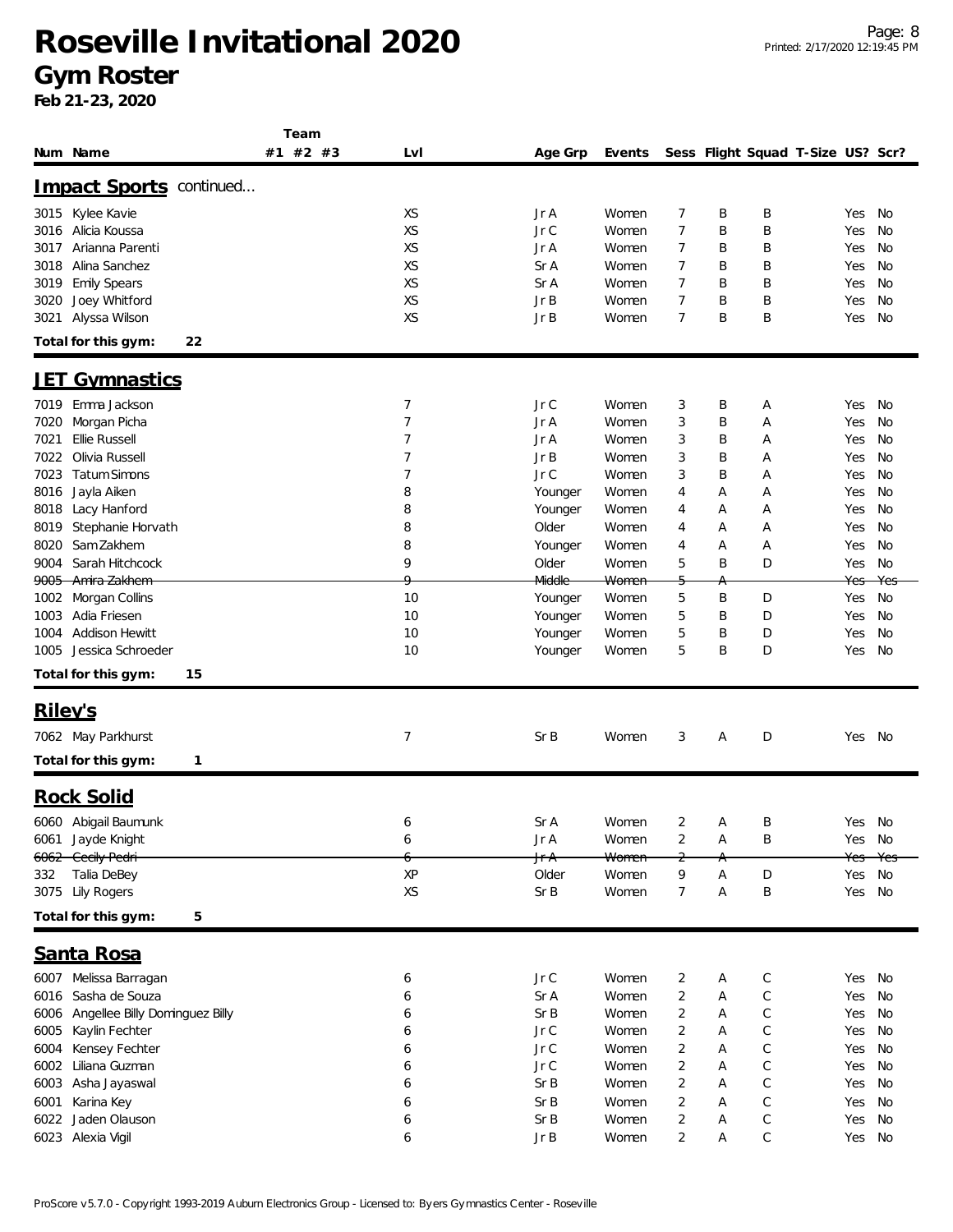# Roseville Invitational 2020

## Gym Roster

**Feb 21-23, 2020**

| Num | Name | Team #1 | Team #2 | Team #3 | Lvl | Age Grp | Events | Sess | Flight | Squad | T-Size | US? | Scr? |
|---|---|---|---|---|---|---|---|---|---|---|---|---|---|
| **Impact Sports** continued... | | | | | | | | | | | | | |
| 3015 | Kylee Kavie | | | | XS | Jr A | Women | 7 | B | B | | Yes | No |
| 3016 | Alicia Koussa | | | | XS | Jr C | Women | 7 | B | B | | Yes | No |
| 3017 | Arianna Parenti | | | | XS | Jr A | Women | 7 | B | B | | Yes | No |
| 3018 | Alina Sanchez | | | | XS | Sr A | Women | 7 | B | B | | Yes | No |
| 3019 | Emily Spears | | | | XS | Sr A | Women | 7 | B | B | | Yes | No |
| 3020 | Joey Whitford | | | | XS | Jr B | Women | 7 | B | B | | Yes | No |
| 3021 | Alyssa Wilson | | | | XS | Jr B | Women | 7 | B | B | | Yes | No |
| **Total for this gym:** | **22** | | | | | | | | | | | | |
| **JET Gymnastics** | | | | | | | | | | | | | |
| 7019 | Emma Jackson | | | | 7 | Jr C | Women | 3 | B | A | | Yes | No |
| 7020 | Morgan Picha | | | | 7 | Jr A | Women | 3 | B | A | | Yes | No |
| 7021 | Ellie Russell | | | | 7 | Jr A | Women | 3 | B | A | | Yes | No |
| 7022 | Olivia Russell | | | | 7 | Jr B | Women | 3 | B | A | | Yes | No |
| 7023 | Tatum Simons | | | | 7 | Jr C | Women | 3 | B | A | | Yes | No |
| 8016 | Jayla Aiken | | | | 8 | Younger | Women | 4 | A | A | | Yes | No |
| 8018 | Lacy Hanford | | | | 8 | Younger | Women | 4 | A | A | | Yes | No |
| 8019 | Stephanie Horvath | | | | 8 | Older | Women | 4 | A | A | | Yes | No |
| 8020 | Sam Zakhem | | | | 8 | Younger | Women | 4 | A | A | | Yes | No |
| 9004 | Sarah Hitchcock | | | | 9 | Older | Women | 5 | B | D | | Yes | No |
| ~~9005~~ | ~~Amira Zakhem~~ | | | | ~~9~~ | ~~Middle~~ | ~~Women~~ | ~~5~~ | ~~A~~ | | | ~~Yes~~ | ~~Yes~~ |
| 1002 | Morgan Collins | | | | 10 | Younger | Women | 5 | B | D | | Yes | No |
| 1003 | Adia Friesen | | | | 10 | Younger | Women | 5 | B | D | | Yes | No |
| 1004 | Addison Hewitt | | | | 10 | Younger | Women | 5 | B | D | | Yes | No |
| 1005 | Jessica Schroeder | | | | 10 | Younger | Women | 5 | B | D | | Yes | No |
| **Total for this gym:** | **15** | | | | | | | | | | | | |
| **Riley's** | | | | | | | | | | | | | |
| 7062 | May Parkhurst | | | | 7 | Sr B | Women | 3 | A | D | | Yes | No |
| **Total for this gym:** | **1** | | | | | | | | | | | | |
| **Rock Solid** | | | | | | | | | | | | | |
| 6060 | Abigail Baumunk | | | | 6 | Sr A | Women | 2 | A | B | | Yes | No |
| 6061 | Jayde Knight | | | | 6 | Jr A | Women | 2 | A | B | | Yes | No |
| ~~6062~~ | ~~Cecily Pedri~~ | | | | ~~6~~ | ~~Jr A~~ | ~~Women~~ | ~~2~~ | ~~A~~ | | | ~~Yes~~ | ~~Yes~~ |
| 332 | Talia DeBey | | | | XP | Older | Women | 9 | A | D | | Yes | No |
| 3075 | Lily Rogers | | | | XS | Sr B | Women | 7 | A | B | | Yes | No |
| **Total for this gym:** | **5** | | | | | | | | | | | | |
| **Santa Rosa** | | | | | | | | | | | | | |
| 6007 | Melissa Barragan | | | | 6 | Jr C | Women | 2 | A | C | | Yes | No |
| 6016 | Sasha de Souza | | | | 6 | Sr A | Women | 2 | A | C | | Yes | No |
| 6006 | Angellee Billy Dominguez Billy | | | | 6 | Sr B | Women | 2 | A | C | | Yes | No |
| 6005 | Kaylin Fechter | | | | 6 | Jr C | Women | 2 | A | C | | Yes | No |
| 6004 | Kensey Fechter | | | | 6 | Jr C | Women | 2 | A | C | | Yes | No |
| 6002 | Liliana Guzman | | | | 6 | Jr C | Women | 2 | A | C | | Yes | No |
| 6003 | Asha Jayaswal | | | | 6 | Sr B | Women | 2 | A | C | | Yes | No |
| 6001 | Karina Key | | | | 6 | Sr B | Women | 2 | A | C | | Yes | No |
| 6022 | Jaden Olauson | | | | 6 | Sr B | Women | 2 | A | C | | Yes | No |
| 6023 | Alexia Vigil | | | | 6 | Jr B | Women | 2 | A | C | | Yes | No |

ProScore v5.7.0 - Copyright 1993-2019 Auburn Electronics Group - Licensed to: Byers Gymnastics Center - Roseville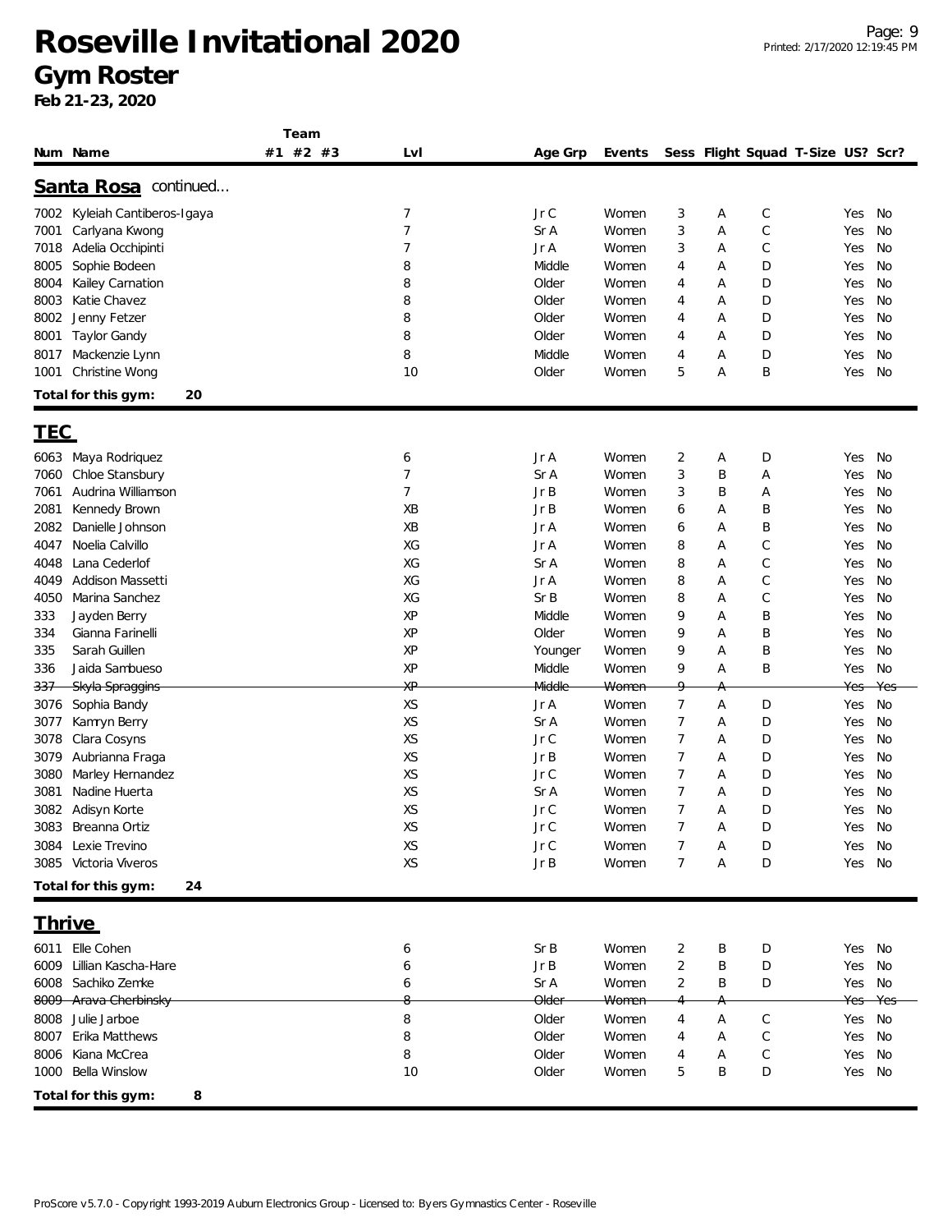# Roseville Invitational 2020

## Gym Roster

**Feb 21-23, 2020**

| Num | Name | Team #1 | Team #2 | Team #3 | Lvl | Age Grp | Events | Sess | Flight | Squad | T-Size | US? | Scr? |
|---|---|---|---|---|---|---|---|---|---|---|---|---|---|
| **Santa Rosa** continued... | | | | | | | | | | | | | |
| 7002 | Kyleiah Cantiberos-Igaya | | | | 7 | Jr C | Women | 3 | A | C | | Yes | No |
| 7001 | Carlyana Kwong | | | | 7 | Sr A | Women | 3 | A | C | | Yes | No |
| 7018 | Adelia Occhipinti | | | | 7 | Jr A | Women | 3 | A | C | | Yes | No |
| 8005 | Sophie Bodeen | | | | 8 | Middle | Women | 4 | A | D | | Yes | No |
| 8004 | Kailey Carnation | | | | 8 | Older | Women | 4 | A | D | | Yes | No |
| 8003 | Katie Chavez | | | | 8 | Older | Women | 4 | A | D | | Yes | No |
| 8002 | Jenny Fetzer | | | | 8 | Older | Women | 4 | A | D | | Yes | No |
| 8001 | Taylor Gandy | | | | 8 | Older | Women | 4 | A | D | | Yes | No |
| 8017 | Mackenzie Lynn | | | | 8 | Middle | Women | 4 | A | D | | Yes | No |
| 1001 | Christine Wong | | | | 10 | Older | Women | 5 | A | B | | Yes | No |
| **Total for this gym: 20** | | | | | | | | | | | | | |
| **TEC** | | | | | | | | | | | | | |
| 6063 | Maya Rodriquez | | | | 6 | Jr A | Women | 2 | A | D | | Yes | No |
| 7060 | Chloe Stansbury | | | | 7 | Sr A | Women | 3 | B | A | | Yes | No |
| 7061 | Audrina Williamson | | | | 7 | Jr B | Women | 3 | B | A | | Yes | No |
| 2081 | Kennedy Brown | | | | XB | Jr B | Women | 6 | A | B | | Yes | No |
| 2082 | Danielle Johnson | | | | XB | Jr A | Women | 6 | A | B | | Yes | No |
| 4047 | Noelia Calvillo | | | | XG | Jr A | Women | 8 | A | C | | Yes | No |
| 4048 | Lana Cederlof | | | | XG | Sr A | Women | 8 | A | C | | Yes | No |
| 4049 | Addison Massetti | | | | XG | Jr A | Women | 8 | A | C | | Yes | No |
| 4050 | Marina Sanchez | | | | XG | Sr B | Women | 8 | A | C | | Yes | No |
| 333 | Jayden Berry | | | | XP | Middle | Women | 9 | A | B | | Yes | No |
| 334 | Gianna Farinelli | | | | XP | Older | Women | 9 | A | B | | Yes | No |
| 335 | Sarah Guillen | | | | XP | Younger | Women | 9 | A | B | | Yes | No |
| 336 | Jaida Sambueso | | | | XP | Middle | Women | 9 | A | B | | Yes | No |
| ~~337~~ | ~~Skyla Spraggins~~ | | | | ~~XP~~ | ~~Middle~~ | ~~Women~~ | ~~9~~ | ~~A~~ | | | ~~Yes~~ | ~~Yes~~ |
| 3076 | Sophia Bandy | | | | XS | Jr A | Women | 7 | A | D | | Yes | No |
| 3077 | Kamryn Berry | | | | XS | Sr A | Women | 7 | A | D | | Yes | No |
| 3078 | Clara Cosyns | | | | XS | Jr C | Women | 7 | A | D | | Yes | No |
| 3079 | Aubrianna Fraga | | | | XS | Jr B | Women | 7 | A | D | | Yes | No |
| 3080 | Marley Hernandez | | | | XS | Jr C | Women | 7 | A | D | | Yes | No |
| 3081 | Nadine Huerta | | | | XS | Sr A | Women | 7 | A | D | | Yes | No |
| 3082 | Adisyn Korte | | | | XS | Jr C | Women | 7 | A | D | | Yes | No |
| 3083 | Breanna Ortiz | | | | XS | Jr C | Women | 7 | A | D | | Yes | No |
| 3084 | Lexie Trevino | | | | XS | Jr C | Women | 7 | A | D | | Yes | No |
| 3085 | Victoria Viveros | | | | XS | Jr B | Women | 7 | A | D | | Yes | No |
| **Total for this gym: 24** | | | | | | | | | | | | | |
| **Thrive** | | | | | | | | | | | | | |
| 6011 | Elle Cohen | | | | 6 | Sr B | Women | 2 | B | D | | Yes | No |
| 6009 | Lillian Kascha-Hare | | | | 6 | Jr B | Women | 2 | B | D | | Yes | No |
| 6008 | Sachiko Zemke | | | | 6 | Sr A | Women | 2 | B | D | | Yes | No |
| ~~8009~~ | ~~Arava Cherbinsky~~ | | | | ~~8~~ | ~~Older~~ | ~~Women~~ | ~~4~~ | ~~A~~ | | | ~~Yes~~ | ~~Yes~~ |
| 8008 | Julie Jarboe | | | | 8 | Older | Women | 4 | A | C | | Yes | No |
| 8007 | Erika Matthews | | | | 8 | Older | Women | 4 | A | C | | Yes | No |
| 8006 | Kiana McCrea | | | | 8 | Older | Women | 4 | A | C | | Yes | No |
| 1000 | Bella Winslow | | | | 10 | Older | Women | 5 | B | D | | Yes | No |
| **Total for this gym: 8** | | | | | | | | | | | | | |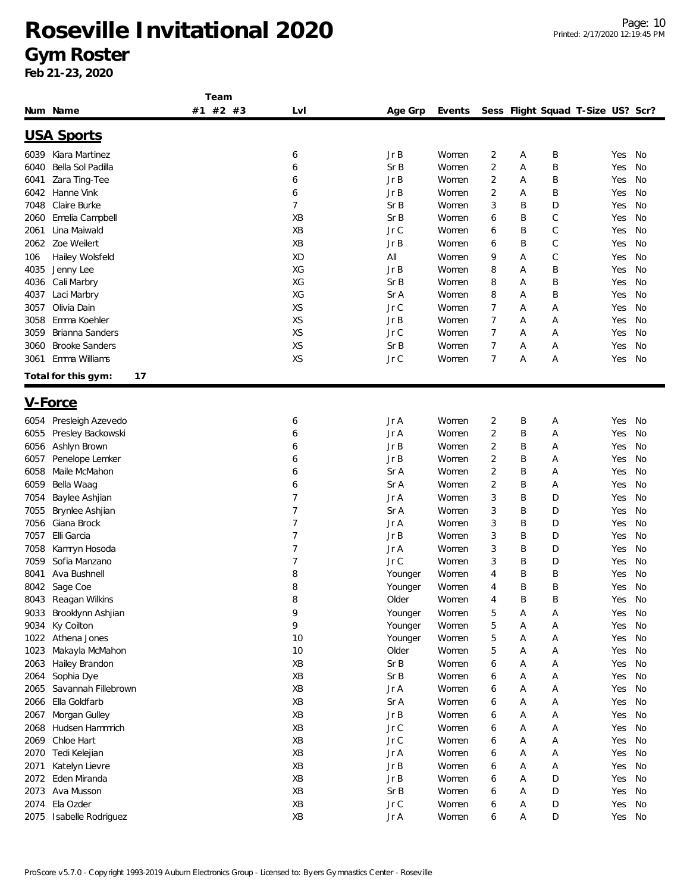# Roseville Invitational 2020

## Gym Roster

**Feb 21-23, 2020**

## USA Sports

| Num | Name | Team #1 | #2 | #3 | Lvl | Age Grp | Events | Sess | Flight | Squad | T-Size | US? | Scr? |
|---|---|---|---|---|---|---|---|---|---|---|---|---|---|
| 6039 | Kiara Martinez | | | | 6 | Jr B | Women | 2 | A | B | | Yes | No |
| 6040 | Bella Sol Padilla | | | | 6 | Sr B | Women | 2 | A | B | | Yes | No |
| 6041 | Zara Ting-Tee | | | | 6 | Jr B | Women | 2 | A | B | | Yes | No |
| 6042 | Hanne Vink | | | | 6 | Jr B | Women | 2 | A | B | | Yes | No |
| 7048 | Claire Burke | | | | 7 | Sr B | Women | 3 | B | D | | Yes | No |
| 2060 | Emelia Campbell | | | | XB | Sr B | Women | 6 | B | C | | Yes | No |
| 2061 | Lina Maiwald | | | | XB | Jr C | Women | 6 | B | C | | Yes | No |
| 2062 | Zoe Weilert | | | | XB | Jr B | Women | 6 | B | C | | Yes | No |
| 106 | Hailey Wolsfeld | | | | XD | All | Women | 9 | A | C | | Yes | No |
| 4035 | Jenny Lee | | | | XG | Jr B | Women | 8 | A | B | | Yes | No |
| 4036 | Cali Marbry | | | | XG | Sr B | Women | 8 | A | B | | Yes | No |
| 4037 | Laci Marbry | | | | XG | Sr A | Women | 8 | A | B | | Yes | No |
| 3057 | Olivia Dain | | | | XS | Jr C | Women | 7 | A | A | | Yes | No |
| 3058 | Emma Koehler | | | | XS | Jr B | Women | 7 | A | A | | Yes | No |
| 3059 | Brianna Sanders | | | | XS | Jr C | Women | 7 | A | A | | Yes | No |
| 3060 | Brooke Sanders | | | | XS | Sr B | Women | 7 | A | A | | Yes | No |
| 3061 | Emma Williams | | | | XS | Jr C | Women | 7 | A | A | | Yes | No |

**Total for this gym: 17**

## V-Force

| Num | Name | Team #1 | #2 | #3 | Lvl | Age Grp | Events | Sess | Flight | Squad | T-Size | US? | Scr? |
|---|---|---|---|---|---|---|---|---|---|---|---|---|---|
| 6054 | Presleigh Azevedo | | | | 6 | Jr A | Women | 2 | B | A | | Yes | No |
| 6055 | Presley Backowski | | | | 6 | Jr A | Women | 2 | B | A | | Yes | No |
| 6056 | Ashlyn Brown | | | | 6 | Jr B | Women | 2 | B | A | | Yes | No |
| 6057 | Penelope Lemker | | | | 6 | Jr B | Women | 2 | B | A | | Yes | No |
| 6058 | Maile McMahon | | | | 6 | Sr A | Women | 2 | B | A | | Yes | No |
| 6059 | Bella Waag | | | | 6 | Sr A | Women | 2 | B | A | | Yes | No |
| 7054 | Baylee Ashjian | | | | 7 | Jr A | Women | 3 | B | D | | Yes | No |
| 7055 | Brynlee Ashjian | | | | 7 | Sr A | Women | 3 | B | D | | Yes | No |
| 7056 | Giana Brock | | | | 7 | Jr A | Women | 3 | B | D | | Yes | No |
| 7057 | Elli Garcia | | | | 7 | Jr B | Women | 3 | B | D | | Yes | No |
| 7058 | Kamryn Hosoda | | | | 7 | Jr A | Women | 3 | B | D | | Yes | No |
| 7059 | Sofia Manzano | | | | 7 | Jr C | Women | 3 | B | D | | Yes | No |
| 8041 | Ava Bushnell | | | | 8 | Younger | Women | 4 | B | B | | Yes | No |
| 8042 | Sage Coe | | | | 8 | Younger | Women | 4 | B | B | | Yes | No |
| 8043 | Reagan Wilkins | | | | 8 | Older | Women | 4 | B | B | | Yes | No |
| 9033 | Brooklynn Ashjian | | | | 9 | Younger | Women | 5 | A | A | | Yes | No |
| 9034 | Ky Coilton | | | | 9 | Younger | Women | 5 | A | A | | Yes | No |
| 1022 | Athena Jones | | | | 10 | Younger | Women | 5 | A | A | | Yes | No |
| 1023 | Makayla McMahon | | | | 10 | Older | Women | 5 | A | A | | Yes | No |
| 2063 | Hailey Brandon | | | | XB | Sr B | Women | 6 | A | A | | Yes | No |
| 2064 | Sophia Dye | | | | XB | Sr B | Women | 6 | A | A | | Yes | No |
| 2065 | Savannah Fillebrown | | | | XB | Jr A | Women | 6 | A | A | | Yes | No |
| 2066 | Ella Goldfarb | | | | XB | Sr A | Women | 6 | A | A | | Yes | No |
| 2067 | Morgan Gulley | | | | XB | Jr B | Women | 6 | A | A | | Yes | No |
| 2068 | Hudsen Hammrich | | | | XB | Jr C | Women | 6 | A | A | | Yes | No |
| 2069 | Chloe Hart | | | | XB | Jr C | Women | 6 | A | A | | Yes | No |
| 2070 | Tedi Kelejian | | | | XB | Jr A | Women | 6 | A | A | | Yes | No |
| 2071 | Katelyn Lievre | | | | XB | Jr B | Women | 6 | A | A | | Yes | No |
| 2072 | Eden Miranda | | | | XB | Jr B | Women | 6 | A | D | | Yes | No |
| 2073 | Ava Musson | | | | XB | Sr B | Women | 6 | A | D | | Yes | No |
| 2074 | Ela Ozder | | | | XB | Jr C | Women | 6 | A | D | | Yes | No |
| 2075 | Isabelle Rodriguez | | | | XB | Jr A | Women | 6 | A | D | | Yes | No |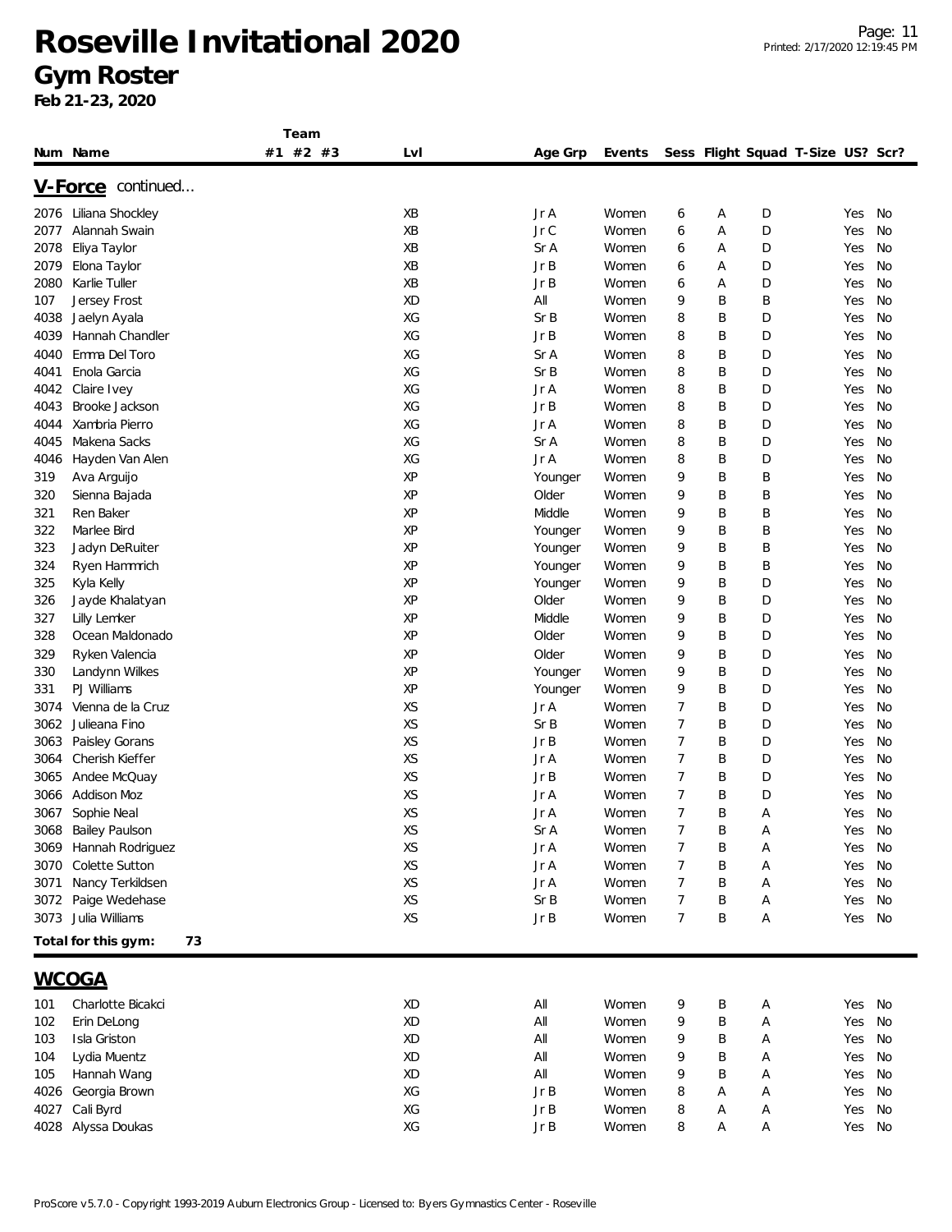# Roseville Invitational 2020

## Gym Roster

**Feb 21-23, 2020**

| Num | Name | Team #1 | Team #2 | Team #3 | Lvl | Age Grp | Events | Sess | Flight | Squad | T-Size | US? | Scr? |
|---|---|---|---|---|---|---|---|---|---|---|---|---|---|

### V-Force continued...

| Num | Name | Team #1 | Team #2 | Team #3 | Lvl | Age Grp | Events | Sess | Flight | Squad | T-Size | US? | Scr? |
|---|---|---|---|---|---|---|---|---|---|---|---|---|---|
| 2076 | Liliana Shockley | | | | XB | Jr A | Women | 6 | A | D | | Yes | No |
| 2077 | Alannah Swain | | | | XB | Jr C | Women | 6 | A | D | | Yes | No |
| 2078 | Eliya Taylor | | | | XB | Sr A | Women | 6 | A | D | | Yes | No |
| 2079 | Elona Taylor | | | | XB | Jr B | Women | 6 | A | D | | Yes | No |
| 2080 | Karlie Tuller | | | | XB | Jr B | Women | 6 | A | D | | Yes | No |
| 107 | Jersey Frost | | | | XD | All | Women | 9 | B | B | | Yes | No |
| 4038 | Jaelyn Ayala | | | | XG | Sr B | Women | 8 | B | D | | Yes | No |
| 4039 | Hannah Chandler | | | | XG | Jr B | Women | 8 | B | D | | Yes | No |
| 4040 | Emma Del Toro | | | | XG | Sr A | Women | 8 | B | D | | Yes | No |
| 4041 | Enola Garcia | | | | XG | Sr B | Women | 8 | B | D | | Yes | No |
| 4042 | Claire Ivey | | | | XG | Jr A | Women | 8 | B | D | | Yes | No |
| 4043 | Brooke Jackson | | | | XG | Jr B | Women | 8 | B | D | | Yes | No |
| 4044 | Xambria Pierro | | | | XG | Jr A | Women | 8 | B | D | | Yes | No |
| 4045 | Makena Sacks | | | | XG | Sr A | Women | 8 | B | D | | Yes | No |
| 4046 | Hayden Van Alen | | | | XG | Jr A | Women | 8 | B | D | | Yes | No |
| 319 | Ava Arguijo | | | | XP | Younger | Women | 9 | B | B | | Yes | No |
| 320 | Sienna Bajada | | | | XP | Older | Women | 9 | B | B | | Yes | No |
| 321 | Ren Baker | | | | XP | Middle | Women | 9 | B | B | | Yes | No |
| 322 | Marlee Bird | | | | XP | Younger | Women | 9 | B | B | | Yes | No |
| 323 | Jadyn DeRuiter | | | | XP | Younger | Women | 9 | B | B | | Yes | No |
| 324 | Ryen Hammrich | | | | XP | Younger | Women | 9 | B | B | | Yes | No |
| 325 | Kyla Kelly | | | | XP | Younger | Women | 9 | B | D | | Yes | No |
| 326 | Jayde Khalatyan | | | | XP | Older | Women | 9 | B | D | | Yes | No |
| 327 | Lilly Lemker | | | | XP | Middle | Women | 9 | B | D | | Yes | No |
| 328 | Ocean Maldonado | | | | XP | Older | Women | 9 | B | D | | Yes | No |
| 329 | Ryken Valencia | | | | XP | Older | Women | 9 | B | D | | Yes | No |
| 330 | Landynn Wilkes | | | | XP | Younger | Women | 9 | B | D | | Yes | No |
| 331 | PJ Williams | | | | XP | Younger | Women | 9 | B | D | | Yes | No |
| 3074 | Vienna de la Cruz | | | | XS | Jr A | Women | 7 | B | D | | Yes | No |
| 3062 | Julieana Fino | | | | XS | Sr B | Women | 7 | B | D | | Yes | No |
| 3063 | Paisley Gorans | | | | XS | Jr B | Women | 7 | B | D | | Yes | No |
| 3064 | Cherish Kieffer | | | | XS | Jr A | Women | 7 | B | D | | Yes | No |
| 3065 | Andee McQuay | | | | XS | Jr B | Women | 7 | B | D | | Yes | No |
| 3066 | Addison Moz | | | | XS | Jr A | Women | 7 | B | D | | Yes | No |
| 3067 | Sophie Neal | | | | XS | Jr A | Women | 7 | B | A | | Yes | No |
| 3068 | Bailey Paulson | | | | XS | Sr A | Women | 7 | B | A | | Yes | No |
| 3069 | Hannah Rodriguez | | | | XS | Jr A | Women | 7 | B | A | | Yes | No |
| 3070 | Colette Sutton | | | | XS | Jr A | Women | 7 | B | A | | Yes | No |
| 3071 | Nancy Terkildsen | | | | XS | Jr A | Women | 7 | B | A | | Yes | No |
| 3072 | Paige Wedehase | | | | XS | Sr B | Women | 7 | B | A | | Yes | No |
| 3073 | Julia Williams | | | | XS | Jr B | Women | 7 | B | A | | Yes | No |

**Total for this gym: 73**

### WCOGA

| Num | Name | Team #1 | Team #2 | Team #3 | Lvl | Age Grp | Events | Sess | Flight | Squad | T-Size | US? | Scr? |
|---|---|---|---|---|---|---|---|---|---|---|---|---|---|
| 101 | Charlotte Bicakci | | | | XD | All | Women | 9 | B | A | | Yes | No |
| 102 | Erin DeLong | | | | XD | All | Women | 9 | B | A | | Yes | No |
| 103 | Isla Griston | | | | XD | All | Women | 9 | B | A | | Yes | No |
| 104 | Lydia Muentz | | | | XD | All | Women | 9 | B | A | | Yes | No |
| 105 | Hannah Wang | | | | XD | All | Women | 9 | B | A | | Yes | No |
| 4026 | Georgia Brown | | | | XG | Jr B | Women | 8 | A | A | | Yes | No |
| 4027 | Cali Byrd | | | | XG | Jr B | Women | 8 | A | A | | Yes | No |
| 4028 | Alyssa Doukas | | | | XG | Jr B | Women | 8 | A | A | | Yes | No |

ProScore v5.7.0 - Copyright 1993-2019 Auburn Electronics Group - Licensed to: Byers Gymnastics Center - Roseville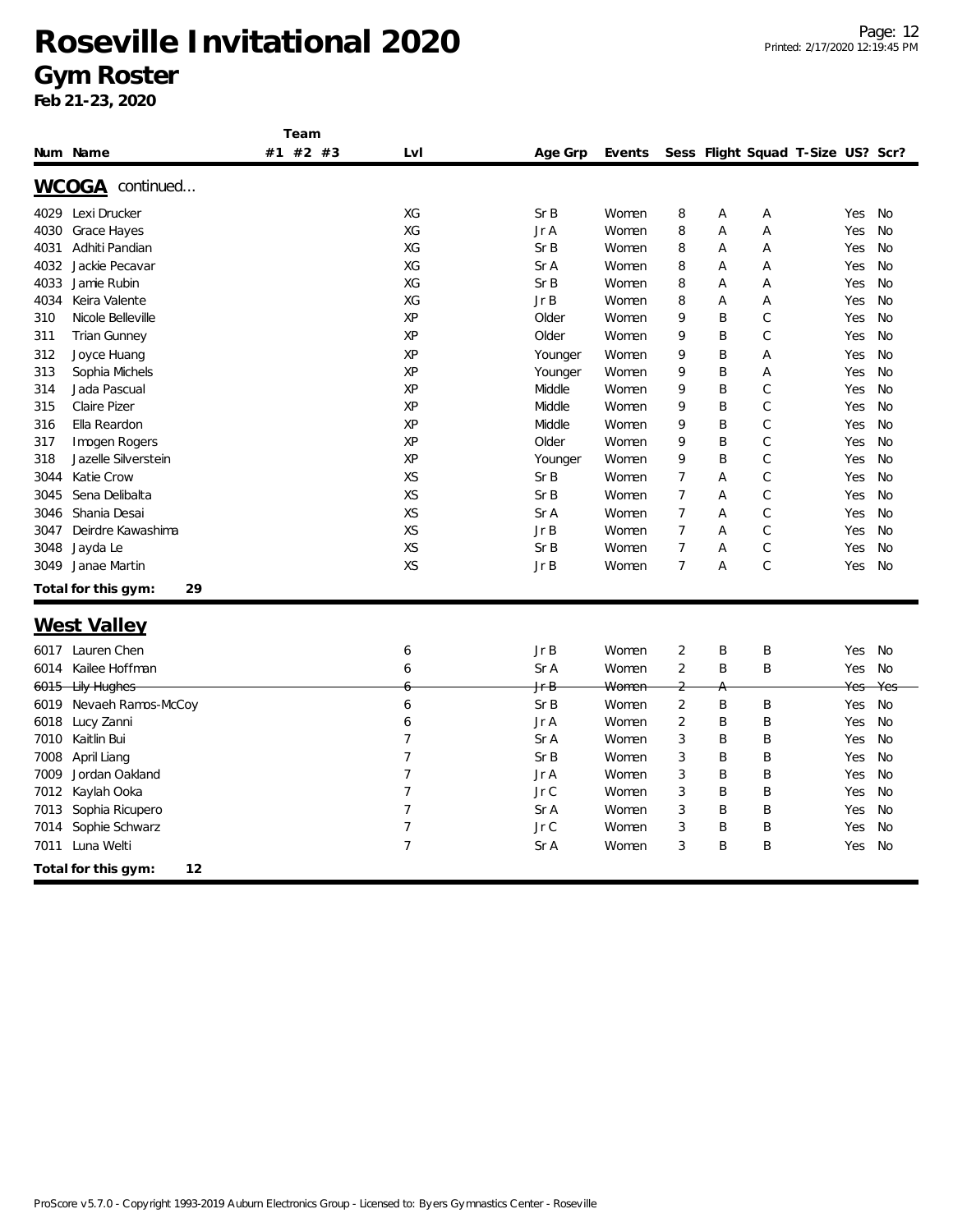# Roseville Invitational 2020

## Gym Roster

**Feb 21-23, 2020**

| Num | Name | Team #1 | Team #2 | Team #3 | Lvl | Age Grp | Events | Sess | Flight | Squad | T-Size | US? | Scr? |
|---|---|---|---|---|---|---|---|---|---|---|---|---|---|
| **WCOGA** continued... | | | | | | | | | | | | | |
| 4029 | Lexi Drucker | | | | XG | Sr B | Women | 8 | A | A | | Yes | No |
| 4030 | Grace Hayes | | | | XG | Jr A | Women | 8 | A | A | | Yes | No |
| 4031 | Adhiti Pandian | | | | XG | Sr B | Women | 8 | A | A | | Yes | No |
| 4032 | Jackie Pecavar | | | | XG | Sr A | Women | 8 | A | A | | Yes | No |
| 4033 | Jamie Rubin | | | | XG | Sr B | Women | 8 | A | A | | Yes | No |
| 4034 | Keira Valente | | | | XG | Jr B | Women | 8 | A | A | | Yes | No |
| 310 | Nicole Belleville | | | | XP | Older | Women | 9 | B | C | | Yes | No |
| 311 | Trian Gunney | | | | XP | Older | Women | 9 | B | C | | Yes | No |
| 312 | Joyce Huang | | | | XP | Younger | Women | 9 | B | A | | Yes | No |
| 313 | Sophia Michels | | | | XP | Younger | Women | 9 | B | A | | Yes | No |
| 314 | Jada Pascual | | | | XP | Middle | Women | 9 | B | C | | Yes | No |
| 315 | Claire Pizer | | | | XP | Middle | Women | 9 | B | C | | Yes | No |
| 316 | Ella Reardon | | | | XP | Middle | Women | 9 | B | C | | Yes | No |
| 317 | Imogen Rogers | | | | XP | Older | Women | 9 | B | C | | Yes | No |
| 318 | Jazelle Silverstein | | | | XP | Younger | Women | 9 | B | C | | Yes | No |
| 3044 | Katie Crow | | | | XS | Sr B | Women | 7 | A | C | | Yes | No |
| 3045 | Sena Delibalta | | | | XS | Sr B | Women | 7 | A | C | | Yes | No |
| 3046 | Shania Desai | | | | XS | Sr A | Women | 7 | A | C | | Yes | No |
| 3047 | Deirdre Kawashima | | | | XS | Jr B | Women | 7 | A | C | | Yes | No |
| 3048 | Jayda Le | | | | XS | Sr B | Women | 7 | A | C | | Yes | No |
| 3049 | Janae Martin | | | | XS | Jr B | Women | 7 | A | C | | Yes | No |
| **Total for this gym:** | **29** | | | | | | | | | | | | |

## West Valley

| Num | Name | Team #1 | Team #2 | Team #3 | Lvl | Age Grp | Events | Sess | Flight | Squad | T-Size | US? | Scr? |
|---|---|---|---|---|---|---|---|---|---|---|---|---|---|
| 6017 | Lauren Chen | | | | 6 | Jr B | Women | 2 | B | B | | Yes | No |
| 6014 | Kailee Hoffman | | | | 6 | Sr A | Women | 2 | B | B | | Yes | No |
| ~~6015~~ | ~~Lily Hughes~~ | | | | ~~6~~ | ~~Jr B~~ | ~~Women~~ | ~~2~~ | ~~A~~ | | | ~~Yes~~ | ~~Yes~~ |
| 6019 | Nevaeh Ramos-McCoy | | | | 6 | Sr B | Women | 2 | B | B | | Yes | No |
| 6018 | Lucy Zanni | | | | 6 | Jr A | Women | 2 | B | B | | Yes | No |
| 7010 | Kaitlin Bui | | | | 7 | Sr A | Women | 3 | B | B | | Yes | No |
| 7008 | April Liang | | | | 7 | Sr B | Women | 3 | B | B | | Yes | No |
| 7009 | Jordan Oakland | | | | 7 | Jr A | Women | 3 | B | B | | Yes | No |
| 7012 | Kaylah Ooka | | | | 7 | Jr C | Women | 3 | B | B | | Yes | No |
| 7013 | Sophia Ricupero | | | | 7 | Sr A | Women | 3 | B | B | | Yes | No |
| 7014 | Sophie Schwarz | | | | 7 | Jr C | Women | 3 | B | B | | Yes | No |
| 7011 | Luna Welti | | | | 7 | Sr A | Women | 3 | B | B | | Yes | No |
| **Total for this gym:** | **12** | | | | | | | | | | | | |